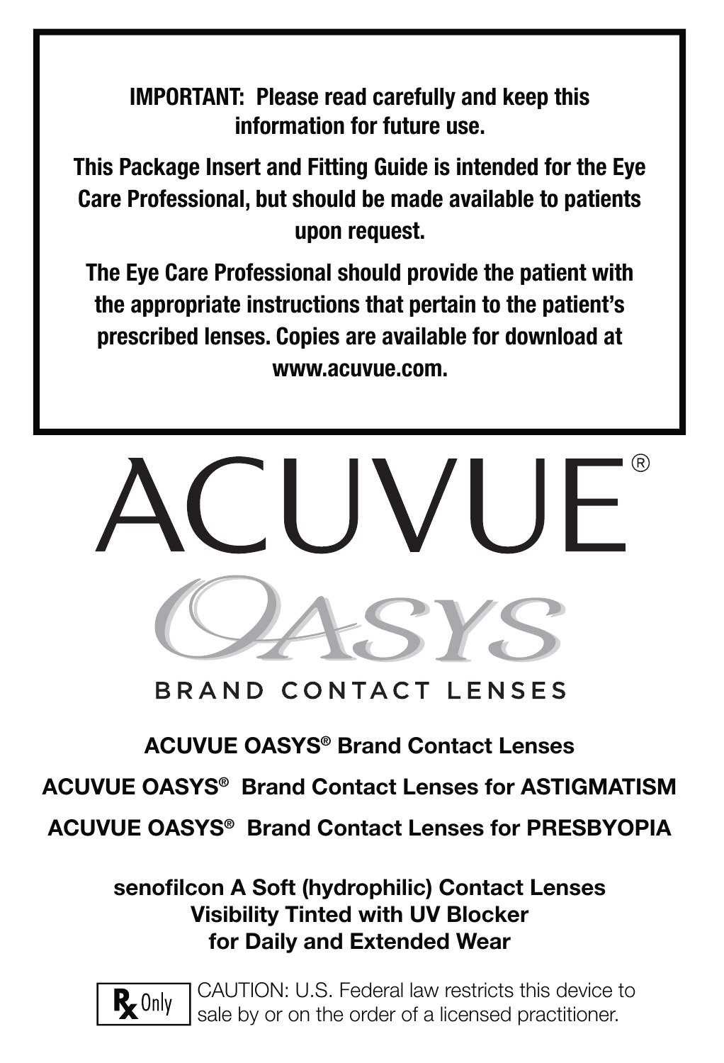**IMPORTANT: Please read carefully and keep this information for future use.**

**This Package Insert and Fitting Guide is intended for the Eye Care Professional, but should be made available to patients upon request.**

**The Eye Care Professional should provide the patient with the appropriate instructions that pertain to the patient's prescribed lenses. Copies are available for download at www.acuvue.com.**

# ACUVUE® OASYS

BRAND CONTACT LENSES

**ACUVUE OASYS® Brand Contact Lenses**

**ACUVUE OASYS® Brand Contact Lenses for ASTIGMATISM**

**ACUVUE OASYS® Brand Contact Lenses for PRESBYOPIA**

**senofilcon A Soft (hydrophilic) Contact Lenses**
**Visibility Tinted with UV Blocker**
**for Daily and Extended Wear**

Rx Only — CAUTION: U.S. Federal law restricts this device to sale by or on the order of a licensed practitioner.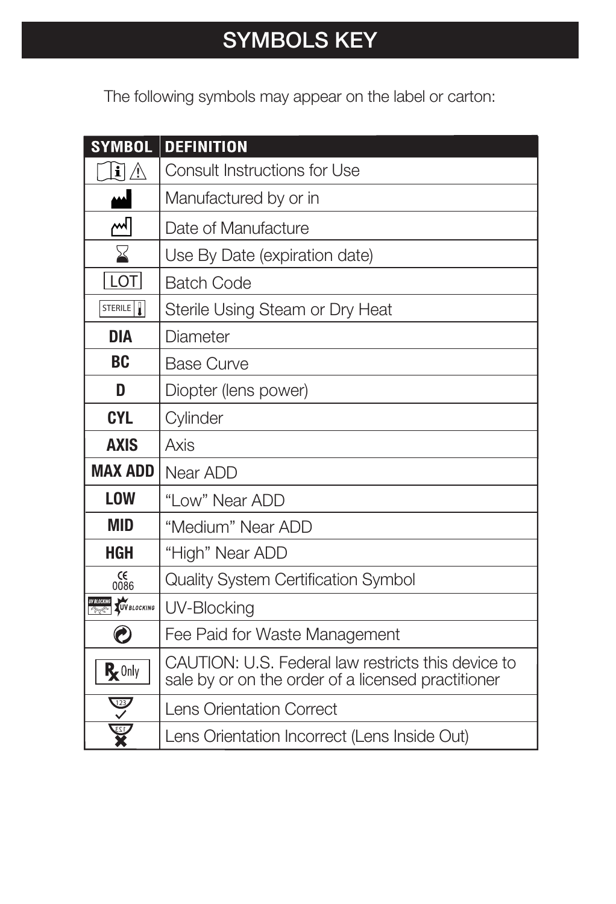# SYMBOLS KEY

The following symbols may appear on the label or carton:

| SYMBOL | DEFINITION |
|---|---|
| | Consult Instructions for Use |
| | Manufactured by or in |
| | Date of Manufacture |
| | Use By Date (expiration date) |
| LOT | Batch Code |
| STERILE | Sterile Using Steam or Dry Heat |
| **DIA** | Diameter |
| **BC** | Base Curve |
| **D** | Diopter (lens power) |
| **CYL** | Cylinder |
| **AXIS** | Axis |
| **MAX ADD** | Near ADD |
| **LOW** | "Low" Near ADD |
| **MID** | "Medium" Near ADD |
| **HGH** | "High" Near ADD |
| CE 0086 | Quality System Certification Symbol |
| UV BLOCKING | UV-Blocking |
| | Fee Paid for Waste Management |
| Rx Only | CAUTION: U.S. Federal law restricts this device to sale by or on the order of a licensed practitioner |
| 123 ✓ | Lens Orientation Correct |
| 123 ✗ | Lens Orientation Incorrect (Lens Inside Out) |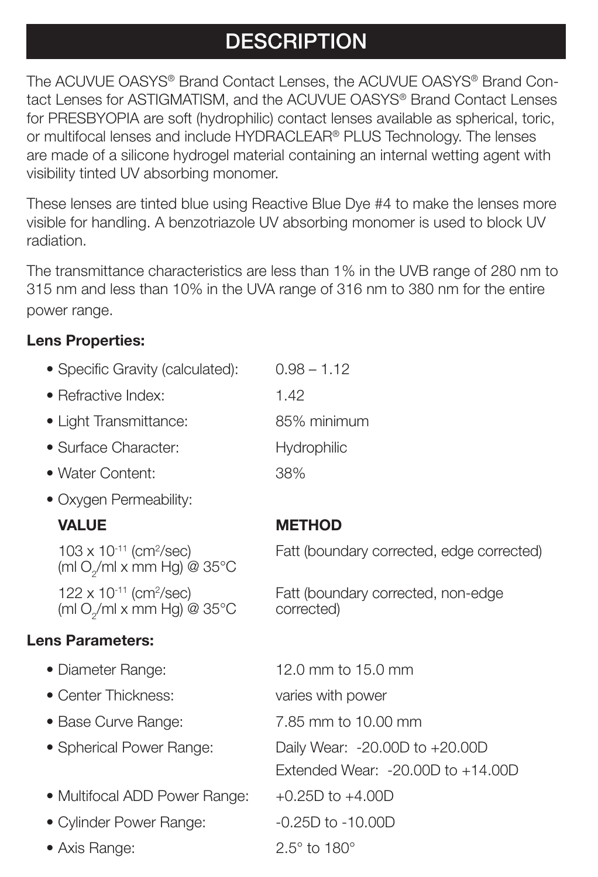# DESCRIPTION

The ACUVUE OASYS® Brand Contact Lenses, the ACUVUE OASYS® Brand Contact Lenses for ASTIGMATISM, and the ACUVUE OASYS® Brand Contact Lenses for PRESBYOPIA are soft (hydrophilic) contact lenses available as spherical, toric, or multifocal lenses and include HYDRACLEAR® PLUS Technology. The lenses are made of a silicone hydrogel material containing an internal wetting agent with visibility tinted UV absorbing monomer.

These lenses are tinted blue using Reactive Blue Dye #4 to make the lenses more visible for handling. A benzotriazole UV absorbing monomer is used to block UV radiation.

The transmittance characteristics are less than 1% in the UVB range of 280 nm to 315 nm and less than 10% in the UVA range of 316 nm to 380 nm for the entire power range.

**Lens Properties:**

- Specific Gravity (calculated): 0.98 – 1.12
- Refractive Index: 1.42
- Light Transmittance: 85% minimum
- Surface Character: Hydrophilic
- Water Content: 38%
- Oxygen Permeability:

| **VALUE** | **METHOD** |
| --- | --- |
| $103 \times 10^{-11}$ ($cm^2$/sec) (ml $O_2$/ml x mm Hg) @ 35°C | Fatt (boundary corrected, edge corrected) |
| $122 \times 10^{-11}$ ($cm^2$/sec) (ml $O_2$/ml x mm Hg) @ 35°C | Fatt (boundary corrected, non-edge corrected) |

**Lens Parameters:**

- Diameter Range: 12.0 mm to 15.0 mm
- Center Thickness: varies with power
- Base Curve Range: 7.85 mm to 10.00 mm
- Spherical Power Range: Daily Wear: -20.00D to +20.00D; Extended Wear: -20.00D to +14.00D
- Multifocal ADD Power Range: +0.25D to +4.00D
- Cylinder Power Range: -0.25D to -10.00D
- Axis Range: 2.5° to 180°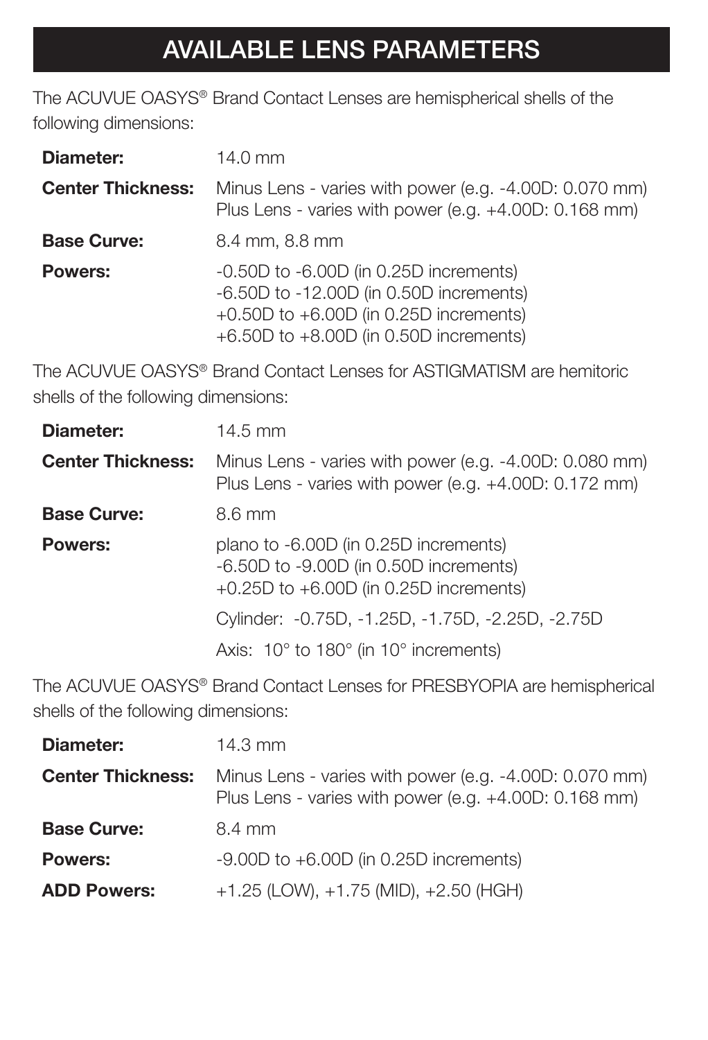# AVAILABLE LENS PARAMETERS

The ACUVUE OASYS® Brand Contact Lenses are hemispherical shells of the following dimensions:

| | |
|---|---|
| **Diameter:** | 14.0 mm |
| **Center Thickness:** | Minus Lens - varies with power (e.g. -4.00D: 0.070 mm)<br>Plus Lens - varies with power (e.g. +4.00D: 0.168 mm) |
| **Base Curve:** | 8.4 mm, 8.8 mm |
| **Powers:** | -0.50D to -6.00D (in 0.25D increments)<br>-6.50D to -12.00D (in 0.50D increments)<br>+0.50D to +6.00D (in 0.25D increments)<br>+6.50D to +8.00D (in 0.50D increments) |

The ACUVUE OASYS® Brand Contact Lenses for ASTIGMATISM are hemitoric shells of the following dimensions:

| | |
|---|---|
| **Diameter:** | 14.5 mm |
| **Center Thickness:** | Minus Lens - varies with power (e.g. -4.00D: 0.080 mm)<br>Plus Lens - varies with power (e.g. +4.00D: 0.172 mm) |
| **Base Curve:** | 8.6 mm |
| **Powers:** | plano to -6.00D (in 0.25D increments)<br>-6.50D to -9.00D (in 0.50D increments)<br>+0.25D to +6.00D (in 0.25D increments)<br>Cylinder: -0.75D, -1.25D, -1.75D, -2.25D, -2.75D<br>Axis: 10° to 180° (in 10° increments) |

The ACUVUE OASYS® Brand Contact Lenses for PRESBYOPIA are hemispherical shells of the following dimensions:

| | |
|---|---|
| **Diameter:** | 14.3 mm |
| **Center Thickness:** | Minus Lens - varies with power (e.g. -4.00D: 0.070 mm)<br>Plus Lens - varies with power (e.g. +4.00D: 0.168 mm) |
| **Base Curve:** | 8.4 mm |
| **Powers:** | -9.00D to +6.00D (in 0.25D increments) |
| **ADD Powers:** | +1.25 (LOW), +1.75 (MID), +2.50 (HGH) |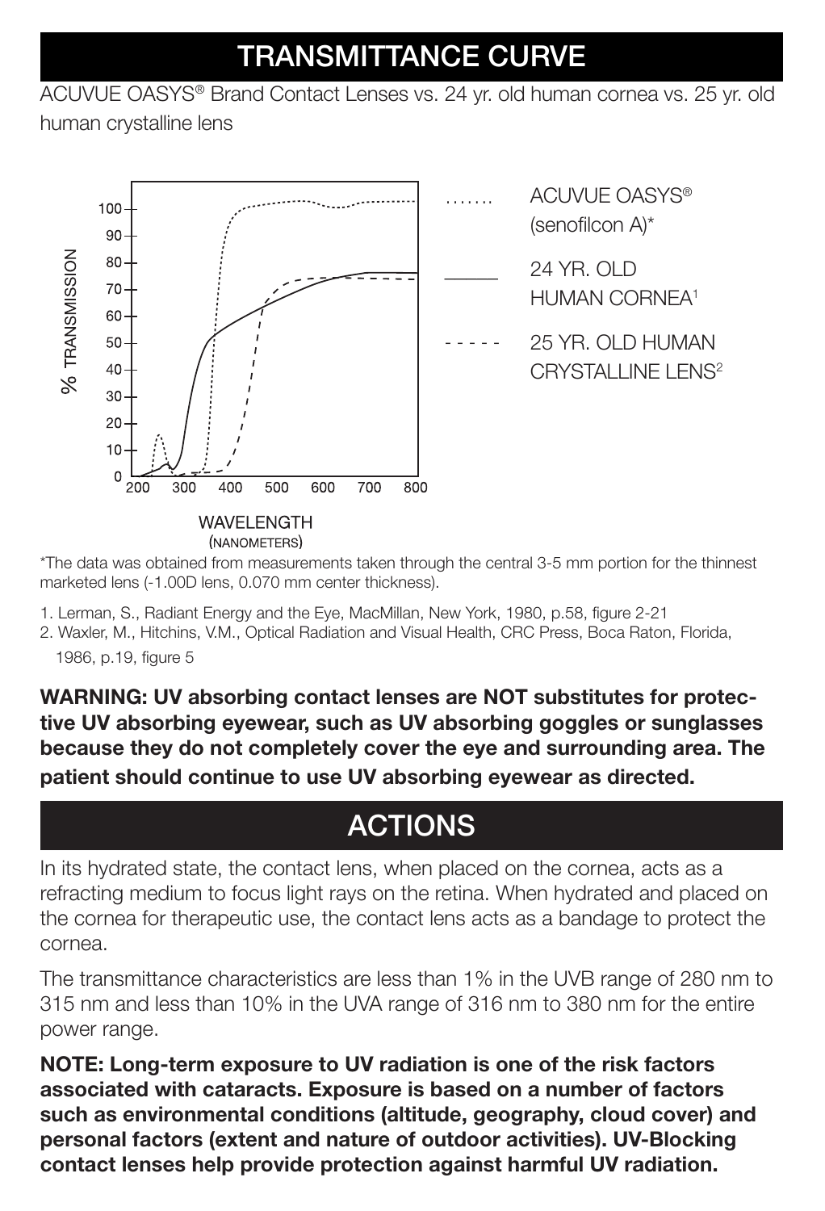# TRANSMITTANCE CURVE

ACUVUE OASYS® Brand Contact Lenses vs. 24 yr. old human cornea vs. 25 yr. old human crystalline lens

*The data was obtained from measurements taken through the central 3-5 mm portion for the thinnest marketed lens (-1.00D lens, 0.070 mm center thickness).

1. Lerman, S., Radiant Energy and the Eye, MacMillan, New York, 1980, p.58, figure 2-21
2. Waxler, M., Hitchins, V.M., Optical Radiation and Visual Health, CRC Press, Boca Raton, Florida, 1986, p.19, figure 5

**WARNING: UV absorbing contact lenses are NOT substitutes for protective UV absorbing eyewear, such as UV absorbing goggles or sunglasses because they do not completely cover the eye and surrounding area. The patient should continue to use UV absorbing eyewear as directed.**

# ACTIONS

In its hydrated state, the contact lens, when placed on the cornea, acts as a refracting medium to focus light rays on the retina. When hydrated and placed on the cornea for therapeutic use, the contact lens acts as a bandage to protect the cornea.

The transmittance characteristics are less than 1% in the UVB range of 280 nm to 315 nm and less than 10% in the UVA range of 316 nm to 380 nm for the entire power range.

**NOTE: Long-term exposure to UV radiation is one of the risk factors associated with cataracts. Exposure is based on a number of factors such as environmental conditions (altitude, geography, cloud cover) and personal factors (extent and nature of outdoor activities). UV-Blocking contact lenses help provide protection against harmful UV radiation.**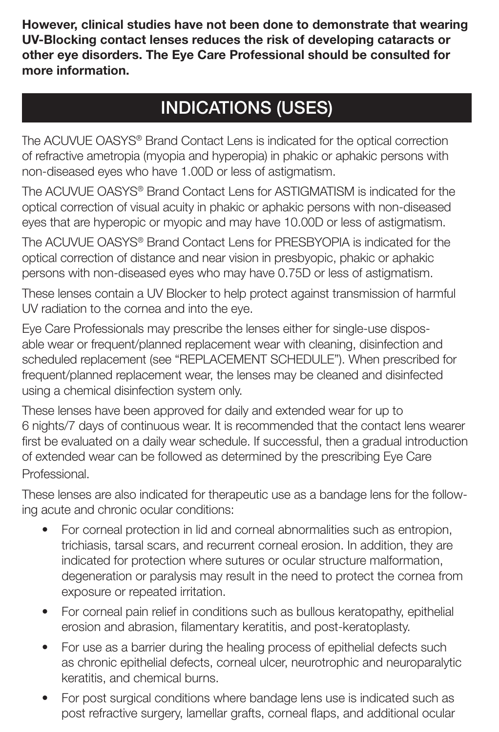**However, clinical studies have not been done to demonstrate that wearing UV-Blocking contact lenses reduces the risk of developing cataracts or other eye disorders. The Eye Care Professional should be consulted for more information.**

## INDICATIONS (USES)

The ACUVUE OASYS® Brand Contact Lens is indicated for the optical correction of refractive ametropia (myopia and hyperopia) in phakic or aphakic persons with non-diseased eyes who have 1.00D or less of astigmatism.

The ACUVUE OASYS® Brand Contact Lens for ASTIGMATISM is indicated for the optical correction of visual acuity in phakic or aphakic persons with non-diseased eyes that are hyperopic or myopic and may have 10.00D or less of astigmatism.

The ACUVUE OASYS® Brand Contact Lens for PRESBYOPIA is indicated for the optical correction of distance and near vision in presbyopic, phakic or aphakic persons with non-diseased eyes who may have 0.75D or less of astigmatism.

These lenses contain a UV Blocker to help protect against transmission of harmful UV radiation to the cornea and into the eye.

Eye Care Professionals may prescribe the lenses either for single-use disposable wear or frequent/planned replacement wear with cleaning, disinfection and scheduled replacement (see "REPLACEMENT SCHEDULE"). When prescribed for frequent/planned replacement wear, the lenses may be cleaned and disinfected using a chemical disinfection system only.

These lenses have been approved for daily and extended wear for up to 6 nights/7 days of continuous wear. It is recommended that the contact lens wearer first be evaluated on a daily wear schedule. If successful, then a gradual introduction of extended wear can be followed as determined by the prescribing Eye Care Professional.

These lenses are also indicated for therapeutic use as a bandage lens for the following acute and chronic ocular conditions:

- For corneal protection in lid and corneal abnormalities such as entropion, trichiasis, tarsal scars, and recurrent corneal erosion. In addition, they are indicated for protection where sutures or ocular structure malformation, degeneration or paralysis may result in the need to protect the cornea from exposure or repeated irritation.
- For corneal pain relief in conditions such as bullous keratopathy, epithelial erosion and abrasion, filamentary keratitis, and post-keratoplasty.
- For use as a barrier during the healing process of epithelial defects such as chronic epithelial defects, corneal ulcer, neurotrophic and neuroparalytic keratitis, and chemical burns.
- For post surgical conditions where bandage lens use is indicated such as post refractive surgery, lamellar grafts, corneal flaps, and additional ocular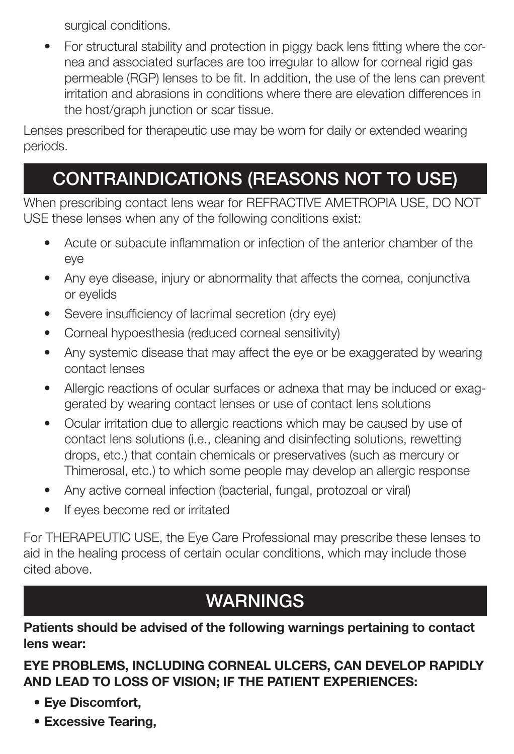surgical conditions.

- For structural stability and protection in piggy back lens fitting where the cornea and associated surfaces are too irregular to allow for corneal rigid gas permeable (RGP) lenses to be fit. In addition, the use of the lens can prevent irritation and abrasions in conditions where there are elevation differences in the host/graph junction or scar tissue.

Lenses prescribed for therapeutic use may be worn for daily or extended wearing periods.

## CONTRAINDICATIONS (REASONS NOT TO USE)

When prescribing contact lens wear for REFRACTIVE AMETROPIA USE, DO NOT USE these lenses when any of the following conditions exist:

- Acute or subacute inflammation or infection of the anterior chamber of the eye
- Any eye disease, injury or abnormality that affects the cornea, conjunctiva or eyelids
- Severe insufficiency of lacrimal secretion (dry eye)
- Corneal hypoesthesia (reduced corneal sensitivity)
- Any systemic disease that may affect the eye or be exaggerated by wearing contact lenses
- Allergic reactions of ocular surfaces or adnexa that may be induced or exaggerated by wearing contact lenses or use of contact lens solutions
- Ocular irritation due to allergic reactions which may be caused by use of contact lens solutions (i.e., cleaning and disinfecting solutions, rewetting drops, etc.) that contain chemicals or preservatives (such as mercury or Thimerosal, etc.) to which some people may develop an allergic response
- Any active corneal infection (bacterial, fungal, protozoal or viral)
- If eyes become red or irritated

For THERAPEUTIC USE, the Eye Care Professional may prescribe these lenses to aid in the healing process of certain ocular conditions, which may include those cited above.

## WARNINGS

**Patients should be advised of the following warnings pertaining to contact lens wear:**

**EYE PROBLEMS, INCLUDING CORNEAL ULCERS, CAN DEVELOP RAPIDLY AND LEAD TO LOSS OF VISION; IF THE PATIENT EXPERIENCES:**

- **Eye Discomfort,**
- **Excessive Tearing,**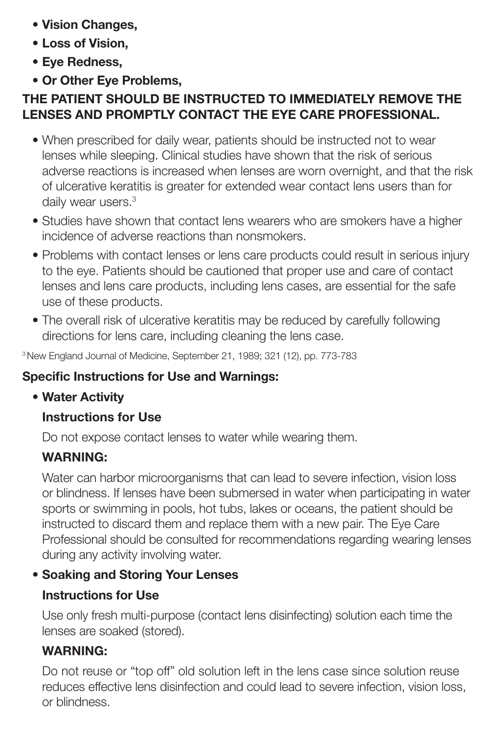- **Vision Changes,**
- **Loss of Vision,**
- **Eye Redness,**
- **Or Other Eye Problems,**

**THE PATIENT SHOULD BE INSTRUCTED TO IMMEDIATELY REMOVE THE LENSES AND PROMPTLY CONTACT THE EYE CARE PROFESSIONAL.**

- When prescribed for daily wear, patients should be instructed not to wear lenses while sleeping. Clinical studies have shown that the risk of serious adverse reactions is increased when lenses are worn overnight, and that the risk of ulcerative keratitis is greater for extended wear contact lens users than for daily wear users.[3]
- Studies have shown that contact lens wearers who are smokers have a higher incidence of adverse reactions than nonsmokers.
- Problems with contact lenses or lens care products could result in serious injury to the eye. Patients should be cautioned that proper use and care of contact lenses and lens care products, including lens cases, are essential for the safe use of these products.
- The overall risk of ulcerative keratitis may be reduced by carefully following directions for lens care, including cleaning the lens case.

[3] New England Journal of Medicine, September 21, 1989; 321 (12), pp. 773-783

**Specific Instructions for Use and Warnings:**

- **Water Activity**

  **Instructions for Use**

  Do not expose contact lenses to water while wearing them.

  **WARNING:**

  Water can harbor microorganisms that can lead to severe infection, vision loss or blindness. If lenses have been submersed in water when participating in water sports or swimming in pools, hot tubs, lakes or oceans, the patient should be instructed to discard them and replace them with a new pair. The Eye Care Professional should be consulted for recommendations regarding wearing lenses during any activity involving water.

- **Soaking and Storing Your Lenses**

  **Instructions for Use**

  Use only fresh multi-purpose (contact lens disinfecting) solution each time the lenses are soaked (stored).

  **WARNING:**

  Do not reuse or "top off" old solution left in the lens case since solution reuse reduces effective lens disinfection and could lead to severe infection, vision loss, or blindness.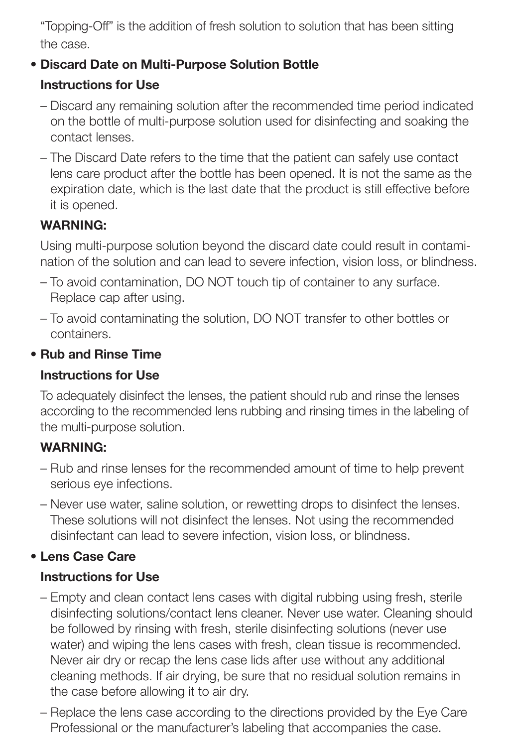"Topping-Off" is the addition of fresh solution to solution that has been sitting the case.

- **Discard Date on Multi-Purpose Solution Bottle**

  **Instructions for Use**

  – Discard any remaining solution after the recommended time period indicated on the bottle of multi-purpose solution used for disinfecting and soaking the contact lenses.

  – The Discard Date refers to the time that the patient can safely use contact lens care product after the bottle has been opened. It is not the same as the expiration date, which is the last date that the product is still effective before it is opened.

  **WARNING:**

  Using multi-purpose solution beyond the discard date could result in contamination of the solution and can lead to severe infection, vision loss, or blindness.

  – To avoid contamination, DO NOT touch tip of container to any surface. Replace cap after using.

  – To avoid contaminating the solution, DO NOT transfer to other bottles or containers.

- **Rub and Rinse Time**

  **Instructions for Use**

  To adequately disinfect the lenses, the patient should rub and rinse the lenses according to the recommended lens rubbing and rinsing times in the labeling of the multi-purpose solution.

  **WARNING:**

  – Rub and rinse lenses for the recommended amount of time to help prevent serious eye infections.

  – Never use water, saline solution, or rewetting drops to disinfect the lenses. These solutions will not disinfect the lenses. Not using the recommended disinfectant can lead to severe infection, vision loss, or blindness.

- **Lens Case Care**

  **Instructions for Use**

  – Empty and clean contact lens cases with digital rubbing using fresh, sterile disinfecting solutions/contact lens cleaner. Never use water. Cleaning should be followed by rinsing with fresh, sterile disinfecting solutions (never use water) and wiping the lens cases with fresh, clean tissue is recommended. Never air dry or recap the lens case lids after use without any additional cleaning methods. If air drying, be sure that no residual solution remains in the case before allowing it to air dry.

  – Replace the lens case according to the directions provided by the Eye Care Professional or the manufacturer's labeling that accompanies the case.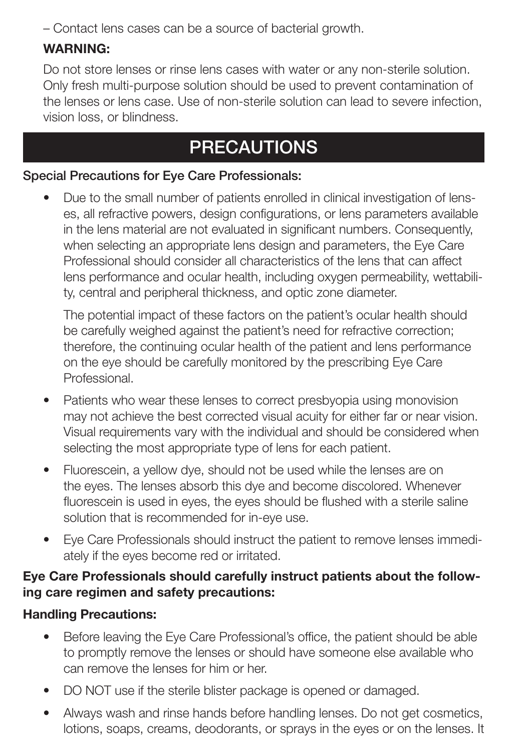– Contact lens cases can be a source of bacterial growth.

**WARNING:**

Do not store lenses or rinse lens cases with water or any non-sterile solution. Only fresh multi-purpose solution should be used to prevent contamination of the lenses or lens case. Use of non-sterile solution can lead to severe infection, vision loss, or blindness.

# PRECAUTIONS

**Special Precautions for Eye Care Professionals:**

- Due to the small number of patients enrolled in clinical investigation of lenses, all refractive powers, design configurations, or lens parameters available in the lens material are not evaluated in significant numbers. Consequently, when selecting an appropriate lens design and parameters, the Eye Care Professional should consider all characteristics of the lens that can affect lens performance and ocular health, including oxygen permeability, wettability, central and peripheral thickness, and optic zone diameter.

  The potential impact of these factors on the patient's ocular health should be carefully weighed against the patient's need for refractive correction; therefore, the continuing ocular health of the patient and lens performance on the eye should be carefully monitored by the prescribing Eye Care Professional.

- Patients who wear these lenses to correct presbyopia using monovision may not achieve the best corrected visual acuity for either far or near vision. Visual requirements vary with the individual and should be considered when selecting the most appropriate type of lens for each patient.

- Fluorescein, a yellow dye, should not be used while the lenses are on the eyes. The lenses absorb this dye and become discolored. Whenever fluorescein is used in eyes, the eyes should be flushed with a sterile saline solution that is recommended for in-eye use.

- Eye Care Professionals should instruct the patient to remove lenses immediately if the eyes become red or irritated.

**Eye Care Professionals should carefully instruct patients about the following care regimen and safety precautions:**

**Handling Precautions:**

- Before leaving the Eye Care Professional's office, the patient should be able to promptly remove the lenses or should have someone else available who can remove the lenses for him or her.

- DO NOT use if the sterile blister package is opened or damaged.

- Always wash and rinse hands before handling lenses. Do not get cosmetics, lotions, soaps, creams, deodorants, or sprays in the eyes or on the lenses. It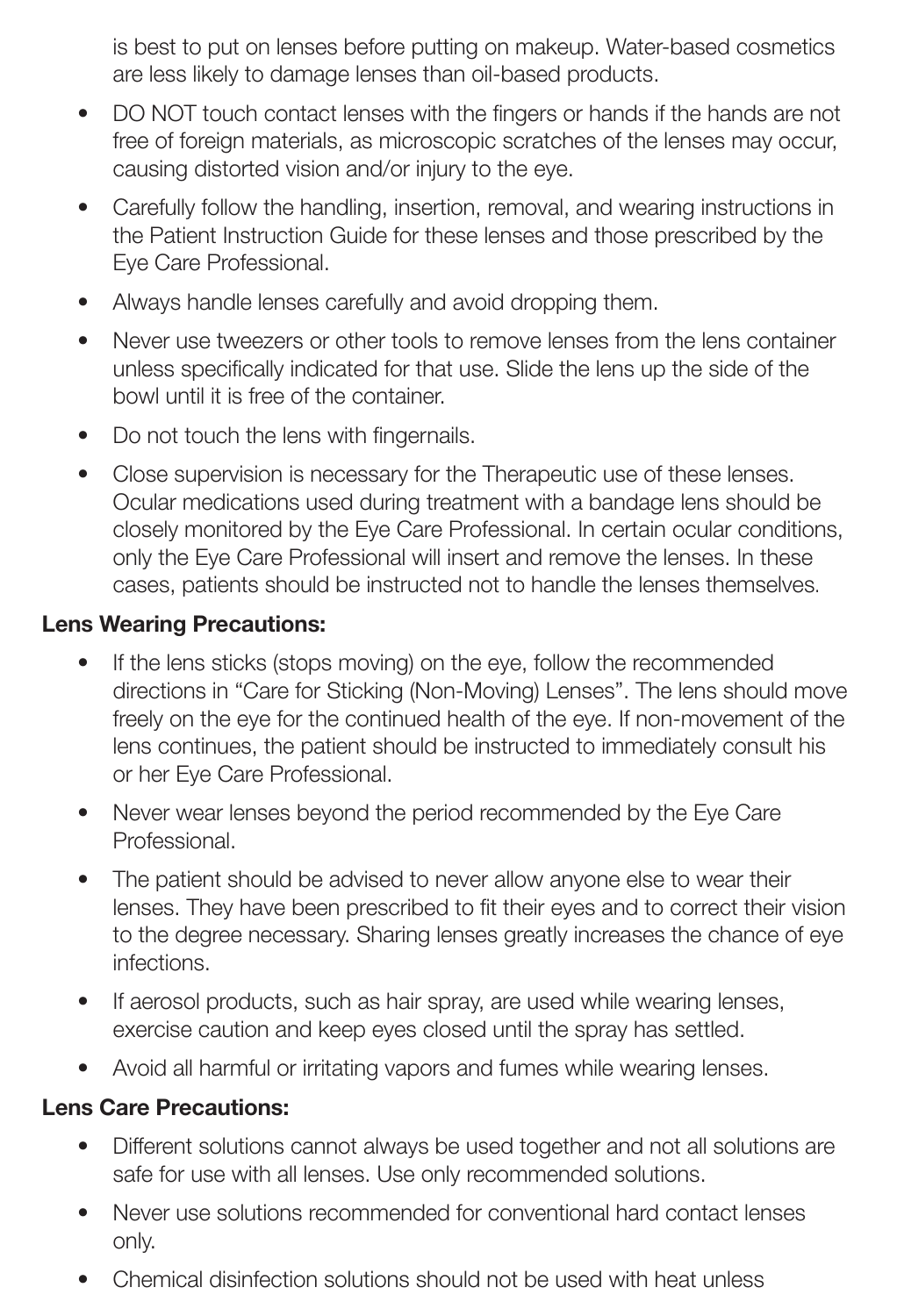is best to put on lenses before putting on makeup. Water-based cosmetics are less likely to damage lenses than oil-based products.

- DO NOT touch contact lenses with the fingers or hands if the hands are not free of foreign materials, as microscopic scratches of the lenses may occur, causing distorted vision and/or injury to the eye.
- Carefully follow the handling, insertion, removal, and wearing instructions in the Patient Instruction Guide for these lenses and those prescribed by the Eye Care Professional.
- Always handle lenses carefully and avoid dropping them.
- Never use tweezers or other tools to remove lenses from the lens container unless specifically indicated for that use. Slide the lens up the side of the bowl until it is free of the container.
- Do not touch the lens with fingernails.
- Close supervision is necessary for the Therapeutic use of these lenses. Ocular medications used during treatment with a bandage lens should be closely monitored by the Eye Care Professional. In certain ocular conditions, only the Eye Care Professional will insert and remove the lenses. In these cases, patients should be instructed not to handle the lenses themselves.

**Lens Wearing Precautions:**

- If the lens sticks (stops moving) on the eye, follow the recommended directions in "Care for Sticking (Non-Moving) Lenses". The lens should move freely on the eye for the continued health of the eye. If non-movement of the lens continues, the patient should be instructed to immediately consult his or her Eye Care Professional.
- Never wear lenses beyond the period recommended by the Eye Care Professional.
- The patient should be advised to never allow anyone else to wear their lenses. They have been prescribed to fit their eyes and to correct their vision to the degree necessary. Sharing lenses greatly increases the chance of eye infections.
- If aerosol products, such as hair spray, are used while wearing lenses, exercise caution and keep eyes closed until the spray has settled.
- Avoid all harmful or irritating vapors and fumes while wearing lenses.

**Lens Care Precautions:**

- Different solutions cannot always be used together and not all solutions are safe for use with all lenses. Use only recommended solutions.
- Never use solutions recommended for conventional hard contact lenses only.
- Chemical disinfection solutions should not be used with heat unless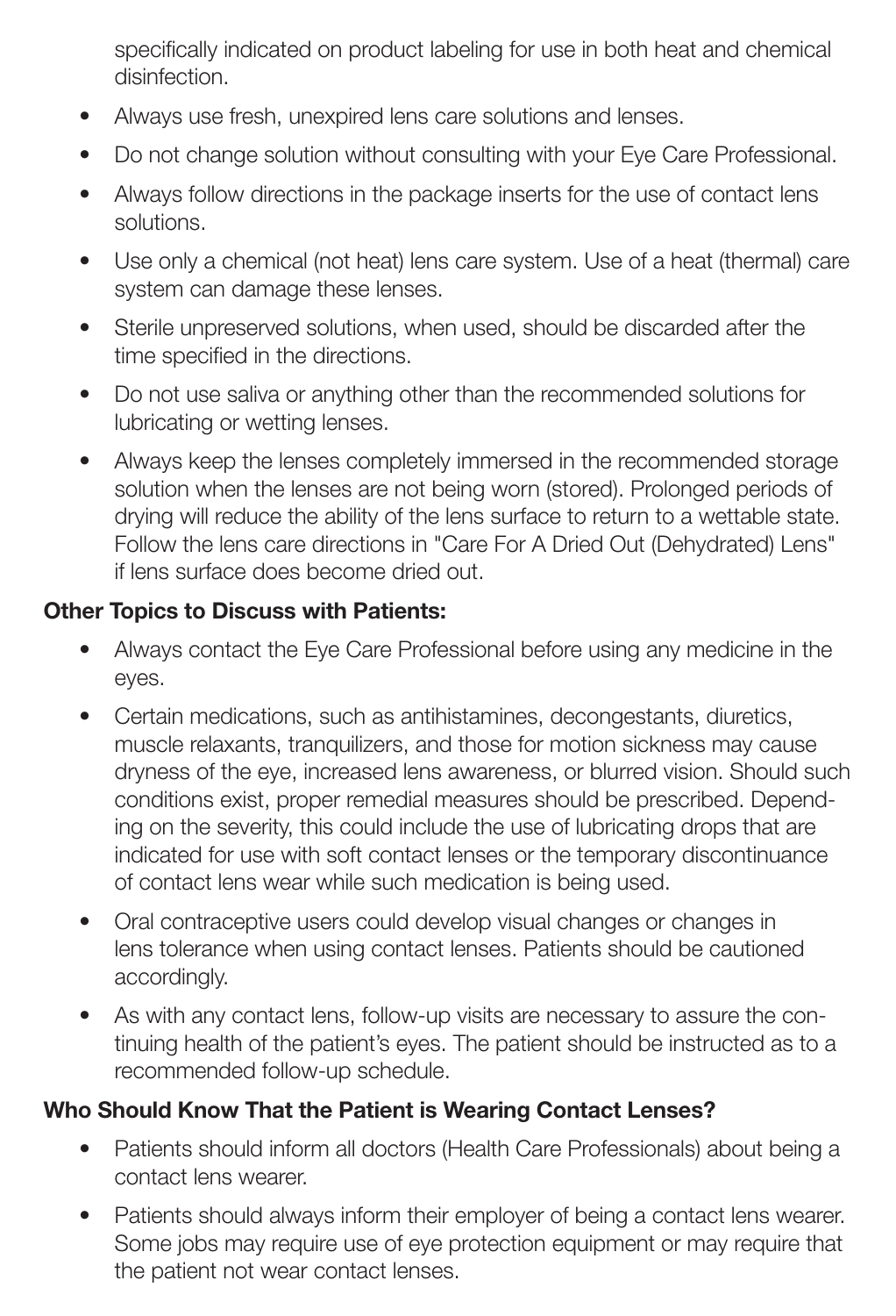specifically indicated on product labeling for use in both heat and chemical disinfection.

- Always use fresh, unexpired lens care solutions and lenses.
- Do not change solution without consulting with your Eye Care Professional.
- Always follow directions in the package inserts for the use of contact lens solutions.
- Use only a chemical (not heat) lens care system. Use of a heat (thermal) care system can damage these lenses.
- Sterile unpreserved solutions, when used, should be discarded after the time specified in the directions.
- Do not use saliva or anything other than the recommended solutions for lubricating or wetting lenses.
- Always keep the lenses completely immersed in the recommended storage solution when the lenses are not being worn (stored). Prolonged periods of drying will reduce the ability of the lens surface to return to a wettable state. Follow the lens care directions in "Care For A Dried Out (Dehydrated) Lens" if lens surface does become dried out.

**Other Topics to Discuss with Patients:**

- Always contact the Eye Care Professional before using any medicine in the eyes.
- Certain medications, such as antihistamines, decongestants, diuretics, muscle relaxants, tranquilizers, and those for motion sickness may cause dryness of the eye, increased lens awareness, or blurred vision. Should such conditions exist, proper remedial measures should be prescribed. Depending on the severity, this could include the use of lubricating drops that are indicated for use with soft contact lenses or the temporary discontinuance of contact lens wear while such medication is being used.
- Oral contraceptive users could develop visual changes or changes in lens tolerance when using contact lenses. Patients should be cautioned accordingly.
- As with any contact lens, follow-up visits are necessary to assure the continuing health of the patient's eyes. The patient should be instructed as to a recommended follow-up schedule.

**Who Should Know That the Patient is Wearing Contact Lenses?**

- Patients should inform all doctors (Health Care Professionals) about being a contact lens wearer.
- Patients should always inform their employer of being a contact lens wearer. Some jobs may require use of eye protection equipment or may require that the patient not wear contact lenses.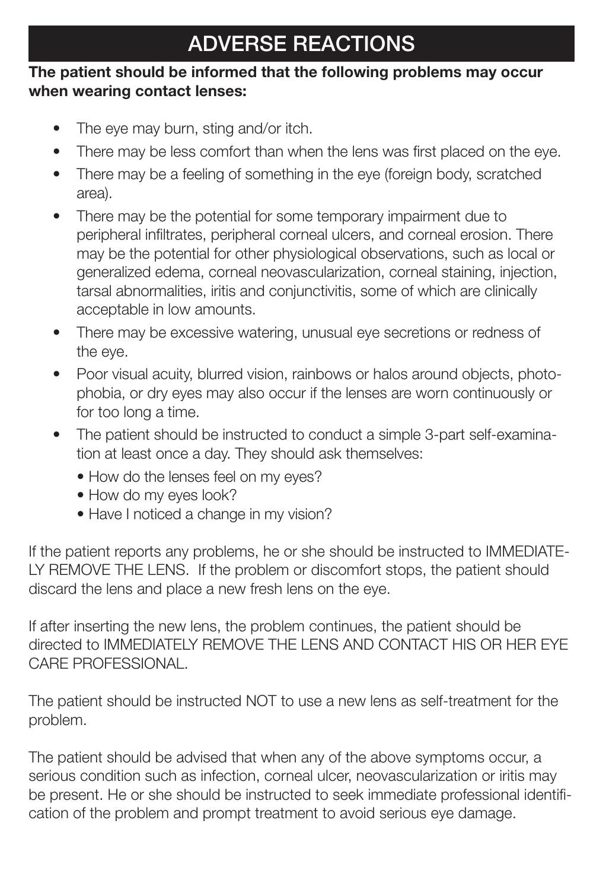# ADVERSE REACTIONS

**The patient should be informed that the following problems may occur when wearing contact lenses:**

- The eye may burn, sting and/or itch.
- There may be less comfort than when the lens was first placed on the eye.
- There may be a feeling of something in the eye (foreign body, scratched area).
- There may be the potential for some temporary impairment due to peripheral infiltrates, peripheral corneal ulcers, and corneal erosion. There may be the potential for other physiological observations, such as local or generalized edema, corneal neovascularization, corneal staining, injection, tarsal abnormalities, iritis and conjunctivitis, some of which are clinically acceptable in low amounts.
- There may be excessive watering, unusual eye secretions or redness of the eye.
- Poor visual acuity, blurred vision, rainbows or halos around objects, photophobia, or dry eyes may also occur if the lenses are worn continuously or for too long a time.
- The patient should be instructed to conduct a simple 3-part self-examination at least once a day. They should ask themselves:
  - How do the lenses feel on my eyes?
  - How do my eyes look?
  - Have I noticed a change in my vision?

If the patient reports any problems, he or she should be instructed to IMMEDIATELY REMOVE THE LENS. If the problem or discomfort stops, the patient should discard the lens and place a new fresh lens on the eye.

If after inserting the new lens, the problem continues, the patient should be directed to IMMEDIATELY REMOVE THE LENS AND CONTACT HIS OR HER EYE CARE PROFESSIONAL.

The patient should be instructed NOT to use a new lens as self-treatment for the problem.

The patient should be advised that when any of the above symptoms occur, a serious condition such as infection, corneal ulcer, neovascularization or iritis may be present. He or she should be instructed to seek immediate professional identification of the problem and prompt treatment to avoid serious eye damage.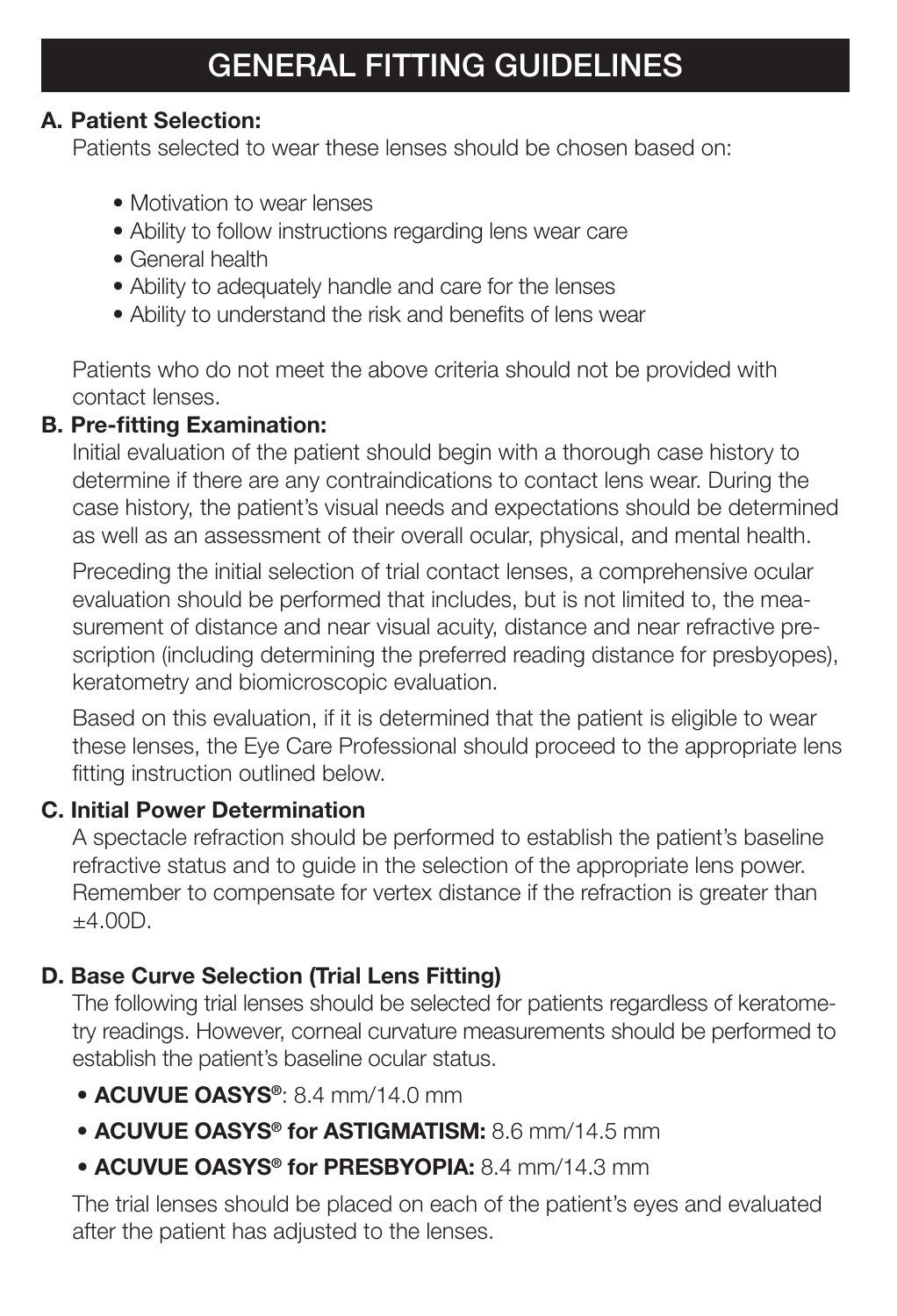# GENERAL FITTING GUIDELINES

**A. Patient Selection:**

Patients selected to wear these lenses should be chosen based on:

- Motivation to wear lenses
- Ability to follow instructions regarding lens wear care
- General health
- Ability to adequately handle and care for the lenses
- Ability to understand the risk and benefits of lens wear

Patients who do not meet the above criteria should not be provided with contact lenses.

**B. Pre-fitting Examination:**

Initial evaluation of the patient should begin with a thorough case history to determine if there are any contraindications to contact lens wear. During the case history, the patient's visual needs and expectations should be determined as well as an assessment of their overall ocular, physical, and mental health.

Preceding the initial selection of trial contact lenses, a comprehensive ocular evaluation should be performed that includes, but is not limited to, the measurement of distance and near visual acuity, distance and near refractive prescription (including determining the preferred reading distance for presbyopes), keratometry and biomicroscopic evaluation.

Based on this evaluation, if it is determined that the patient is eligible to wear these lenses, the Eye Care Professional should proceed to the appropriate lens fitting instruction outlined below.

**C. Initial Power Determination**

A spectacle refraction should be performed to establish the patient's baseline refractive status and to guide in the selection of the appropriate lens power. Remember to compensate for vertex distance if the refraction is greater than ±4.00D.

**D. Base Curve Selection (Trial Lens Fitting)**

The following trial lenses should be selected for patients regardless of keratometry readings. However, corneal curvature measurements should be performed to establish the patient's baseline ocular status.

- **ACUVUE OASYS®**: 8.4 mm/14.0 mm
- **ACUVUE OASYS® for ASTIGMATISM:** 8.6 mm/14.5 mm
- **ACUVUE OASYS® for PRESBYOPIA:** 8.4 mm/14.3 mm

The trial lenses should be placed on each of the patient's eyes and evaluated after the patient has adjusted to the lenses.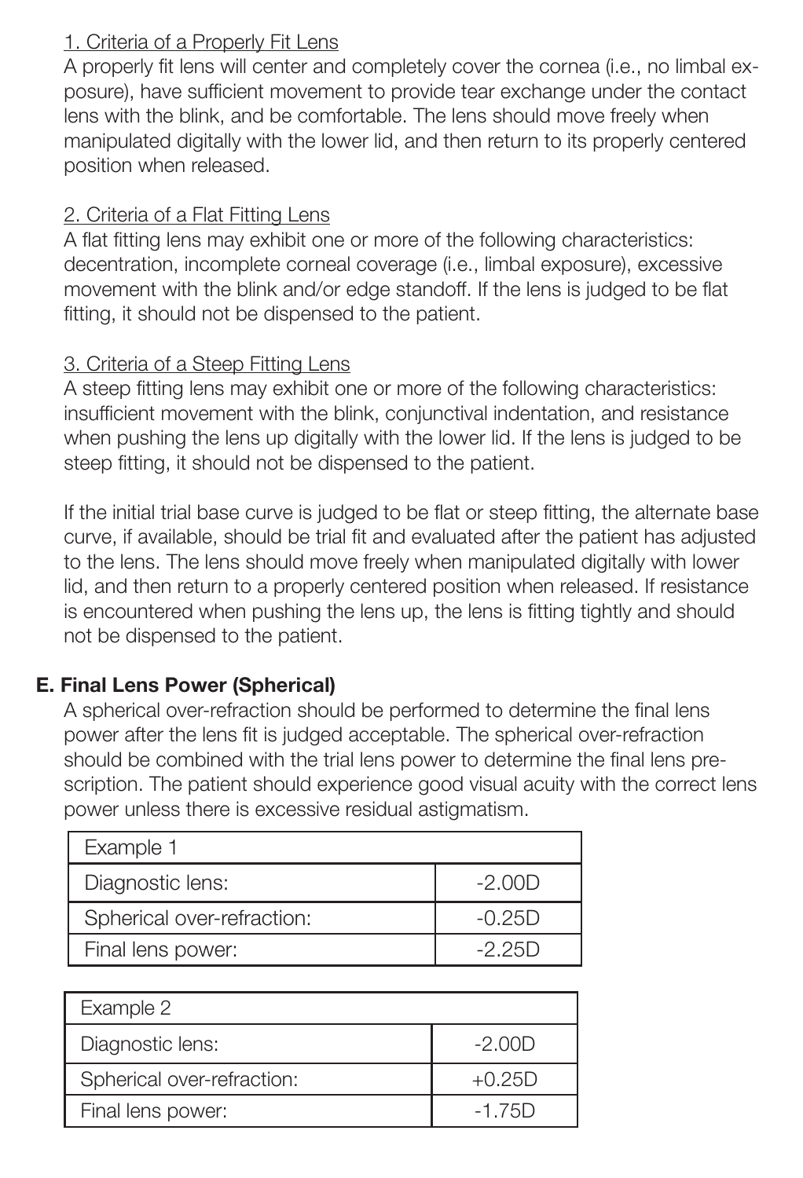1. Criteria of a Properly Fit Lens

A properly fit lens will center and completely cover the cornea (i.e., no limbal exposure), have sufficient movement to provide tear exchange under the contact lens with the blink, and be comfortable. The lens should move freely when manipulated digitally with the lower lid, and then return to its properly centered position when released.

2. Criteria of a Flat Fitting Lens

A flat fitting lens may exhibit one or more of the following characteristics: decentration, incomplete corneal coverage (i.e., limbal exposure), excessive movement with the blink and/or edge standoff. If the lens is judged to be flat fitting, it should not be dispensed to the patient.

3. Criteria of a Steep Fitting Lens

A steep fitting lens may exhibit one or more of the following characteristics: insufficient movement with the blink, conjunctival indentation, and resistance when pushing the lens up digitally with the lower lid. If the lens is judged to be steep fitting, it should not be dispensed to the patient.

If the initial trial base curve is judged to be flat or steep fitting, the alternate base curve, if available, should be trial fit and evaluated after the patient has adjusted to the lens. The lens should move freely when manipulated digitally with lower lid, and then return to a properly centered position when released. If resistance is encountered when pushing the lens up, the lens is fitting tightly and should not be dispensed to the patient.

### E. Final Lens Power (Spherical)

A spherical over-refraction should be performed to determine the final lens power after the lens fit is judged acceptable. The spherical over-refraction should be combined with the trial lens power to determine the final lens prescription. The patient should experience good visual acuity with the correct lens power unless there is excessive residual astigmatism.

| Example 1 | |
|---|---|
| Diagnostic lens: | -2.00D |
| Spherical over-refraction: | -0.25D |
| Final lens power: | -2.25D |

| Example 2 | |
|---|---|
| Diagnostic lens: | -2.00D |
| Spherical over-refraction: | +0.25D |
| Final lens power: | -1.75D |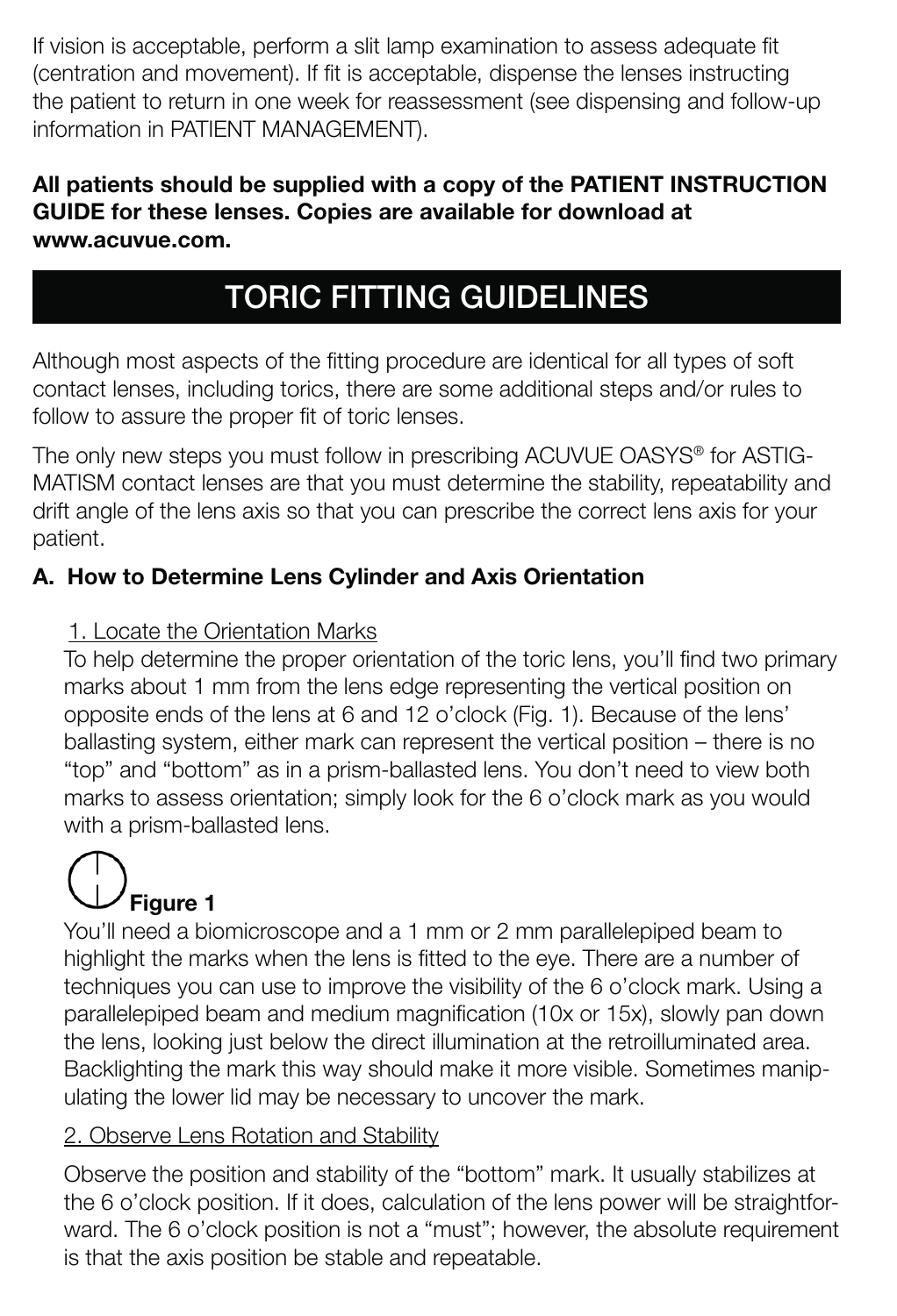If vision is acceptable, perform a slit lamp examination to assess adequate fit (centration and movement). If fit is acceptable, dispense the lenses instructing the patient to return in one week for reassessment (see dispensing and follow-up information in PATIENT MANAGEMENT).

**All patients should be supplied with a copy of the PATIENT INSTRUCTION GUIDE for these lenses. Copies are available for download at www.acuvue.com.**

# TORIC FITTING GUIDELINES

Although most aspects of the fitting procedure are identical for all types of soft contact lenses, including torics, there are some additional steps and/or rules to follow to assure the proper fit of toric lenses.

The only new steps you must follow in prescribing ACUVUE OASYS® for ASTIGMATISM contact lenses are that you must determine the stability, repeatability and drift angle of the lens axis so that you can prescribe the correct lens axis for your patient.

## A. How to Determine Lens Cylinder and Axis Orientation

1. Locate the Orientation Marks

To help determine the proper orientation of the toric lens, you'll find two primary marks about 1 mm from the lens edge representing the vertical position on opposite ends of the lens at 6 and 12 o'clock (Fig. 1). Because of the lens' ballasting system, either mark can represent the vertical position – there is no "top" and "bottom" as in a prism-ballasted lens. You don't need to view both marks to assess orientation; simply look for the 6 o'clock mark as you would with a prism-ballasted lens.

**Figure 1**

You'll need a biomicroscope and a 1 mm or 2 mm parallelepiped beam to highlight the marks when the lens is fitted to the eye. There are a number of techniques you can use to improve the visibility of the 6 o'clock mark. Using a parallelepiped beam and medium magnification (10x or 15x), slowly pan down the lens, looking just below the direct illumination at the retroilluminated area. Backlighting the mark this way should make it more visible. Sometimes manipulating the lower lid may be necessary to uncover the mark.

2. Observe Lens Rotation and Stability

Observe the position and stability of the "bottom" mark. It usually stabilizes at the 6 o'clock position. If it does, calculation of the lens power will be straightforward. The 6 o'clock position is not a "must"; however, the absolute requirement is that the axis position be stable and repeatable.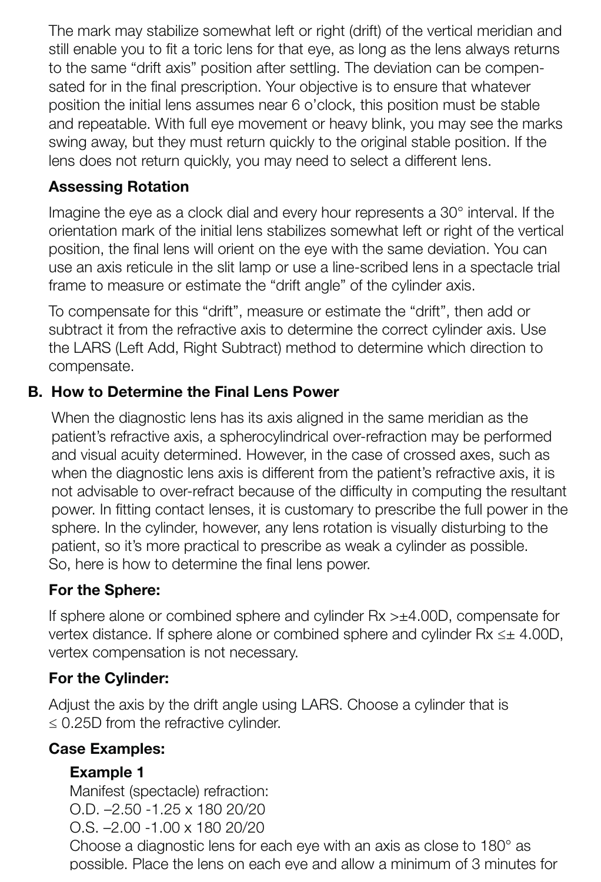The mark may stabilize somewhat left or right (drift) of the vertical meridian and still enable you to fit a toric lens for that eye, as long as the lens always returns to the same "drift axis" position after settling. The deviation can be compensated for in the final prescription. Your objective is to ensure that whatever position the initial lens assumes near 6 o'clock, this position must be stable and repeatable. With full eye movement or heavy blink, you may see the marks swing away, but they must return quickly to the original stable position. If the lens does not return quickly, you may need to select a different lens.

**Assessing Rotation**

Imagine the eye as a clock dial and every hour represents a 30° interval. If the orientation mark of the initial lens stabilizes somewhat left or right of the vertical position, the final lens will orient on the eye with the same deviation. You can use an axis reticule in the slit lamp or use a line-scribed lens in a spectacle trial frame to measure or estimate the "drift angle" of the cylinder axis.

To compensate for this "drift", measure or estimate the "drift", then add or subtract it from the refractive axis to determine the correct cylinder axis. Use the LARS (Left Add, Right Subtract) method to determine which direction to compensate.

## B. How to Determine the Final Lens Power

When the diagnostic lens has its axis aligned in the same meridian as the patient's refractive axis, a spherocylindrical over-refraction may be performed and visual acuity determined. However, in the case of crossed axes, such as when the diagnostic lens axis is different from the patient's refractive axis, it is not advisable to over-refract because of the difficulty in computing the resultant power. In fitting contact lenses, it is customary to prescribe the full power in the sphere. In the cylinder, however, any lens rotation is visually disturbing to the patient, so it's more practical to prescribe as weak a cylinder as possible. So, here is how to determine the final lens power.

**For the Sphere:**

If sphere alone or combined sphere and cylinder Rx $> \pm 4.00$D, compensate for vertex distance. If sphere alone or combined sphere and cylinder Rx $\leq \pm 4.00$D, vertex compensation is not necessary.

**For the Cylinder:**

Adjust the axis by the drift angle using LARS. Choose a cylinder that is $\leq 0.25$D from the refractive cylinder.

**Case Examples:**

**Example 1**

Manifest (spectacle) refraction:
O.D. –2.50 -1.25 x 180 20/20
O.S. –2.00 -1.00 x 180 20/20
Choose a diagnostic lens for each eye with an axis as close to 180° as possible. Place the lens on each eye and allow a minimum of 3 minutes for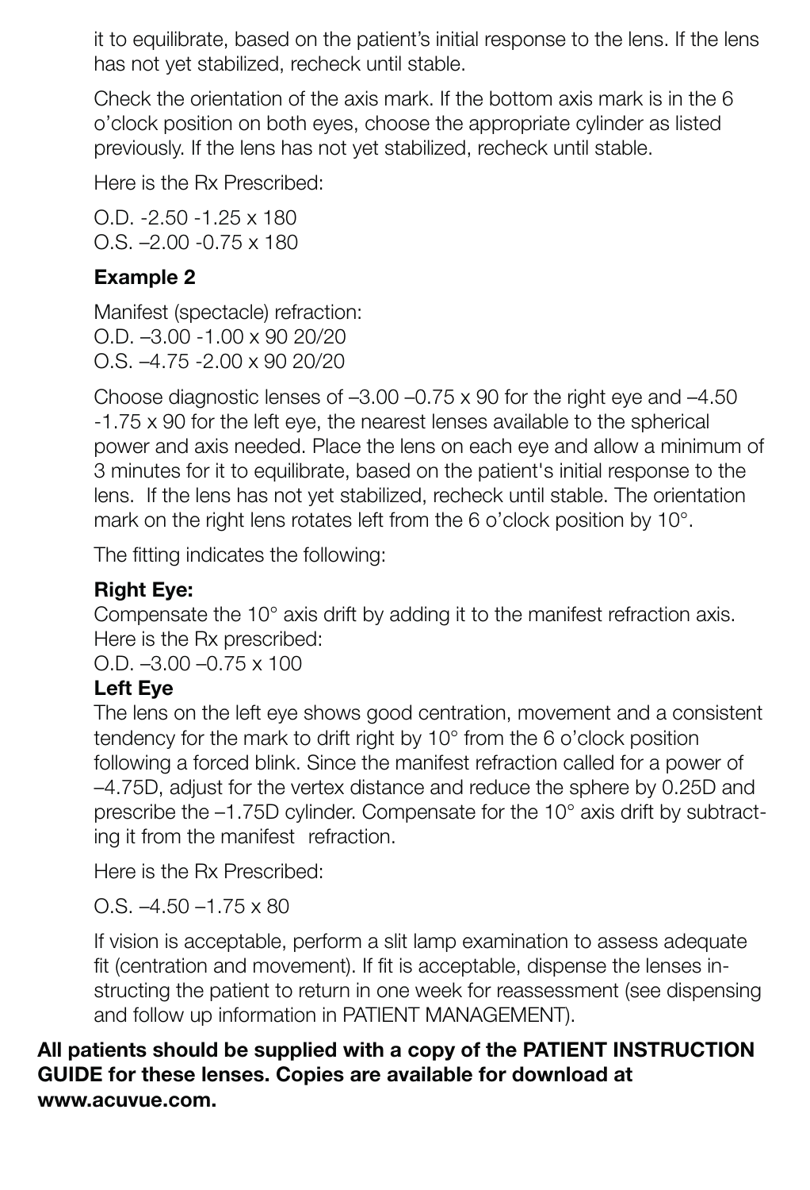it to equilibrate, based on the patient's initial response to the lens. If the lens has not yet stabilized, recheck until stable.

Check the orientation of the axis mark. If the bottom axis mark is in the 6 o'clock position on both eyes, choose the appropriate cylinder as listed previously. If the lens has not yet stabilized, recheck until stable.

Here is the Rx Prescribed:

O.D. -2.50 -1.25 x 180
O.S. –2.00 -0.75 x 180

**Example 2**

Manifest (spectacle) refraction:
O.D. –3.00 -1.00 x 90 20/20
O.S. –4.75 -2.00 x 90 20/20

Choose diagnostic lenses of –3.00 –0.75 x 90 for the right eye and –4.50 -1.75 x 90 for the left eye, the nearest lenses available to the spherical power and axis needed. Place the lens on each eye and allow a minimum of 3 minutes for it to equilibrate, based on the patient's initial response to the lens. If the lens has not yet stabilized, recheck until stable. The orientation mark on the right lens rotates left from the 6 o'clock position by 10°.

The fitting indicates the following:

**Right Eye:**
Compensate the 10° axis drift by adding it to the manifest refraction axis. Here is the Rx prescribed:
O.D. –3.00 –0.75 x 100

**Left Eye**
The lens on the left eye shows good centration, movement and a consistent tendency for the mark to drift right by 10° from the 6 o'clock position following a forced blink. Since the manifest refraction called for a power of –4.75D, adjust for the vertex distance and reduce the sphere by 0.25D and prescribe the –1.75D cylinder. Compensate for the 10° axis drift by subtracting it from the manifest refraction.

Here is the Rx Prescribed:

O.S. –4.50 –1.75 x 80

If vision is acceptable, perform a slit lamp examination to assess adequate fit (centration and movement). If fit is acceptable, dispense the lenses instructing the patient to return in one week for reassessment (see dispensing and follow up information in PATIENT MANAGEMENT).

**All patients should be supplied with a copy of the PATIENT INSTRUCTION GUIDE for these lenses. Copies are available for download at www.acuvue.com.**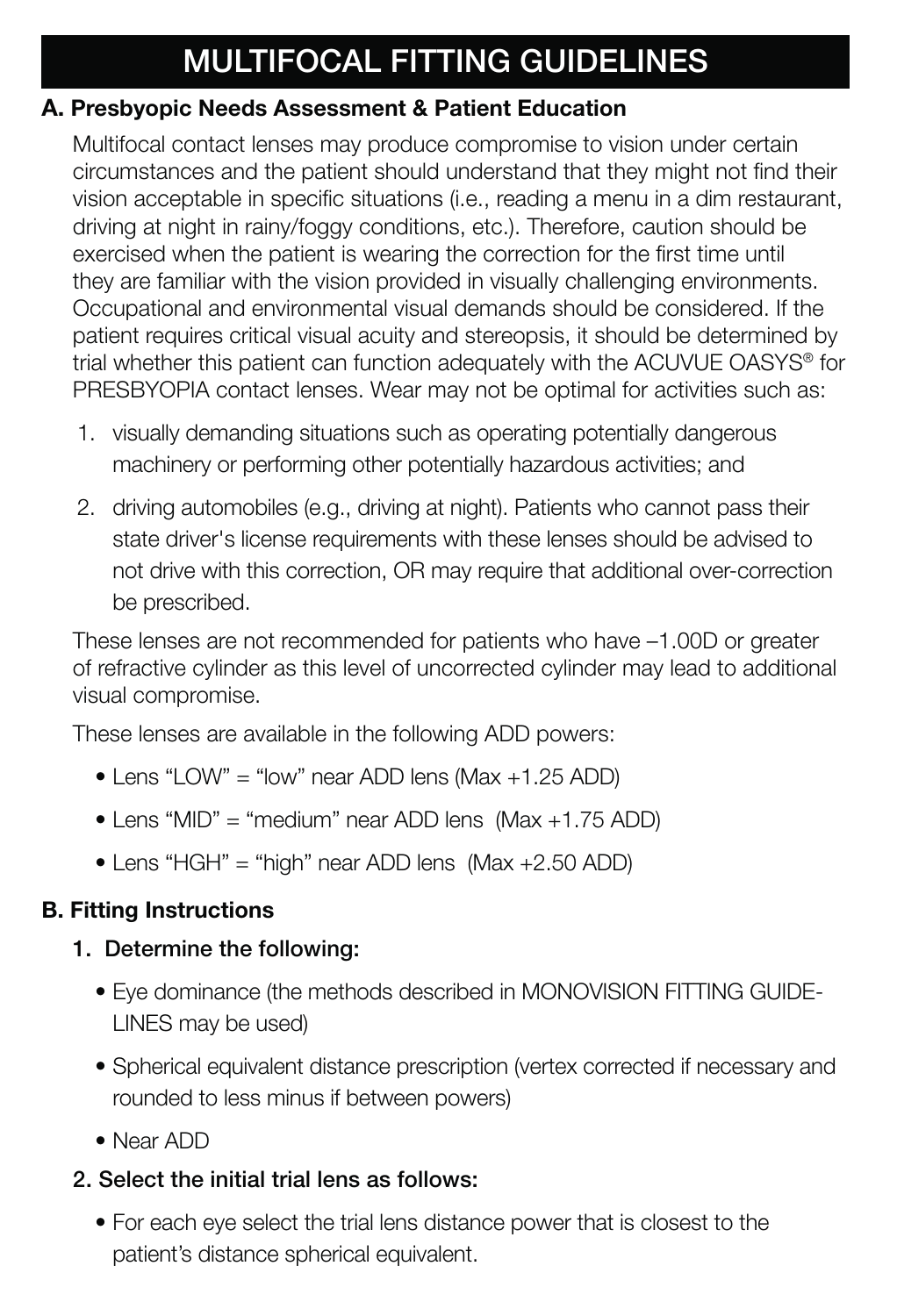# MULTIFOCAL FITTING GUIDELINES

## A. Presbyopic Needs Assessment & Patient Education

Multifocal contact lenses may produce compromise to vision under certain circumstances and the patient should understand that they might not find their vision acceptable in specific situations (i.e., reading a menu in a dim restaurant, driving at night in rainy/foggy conditions, etc.). Therefore, caution should be exercised when the patient is wearing the correction for the first time until they are familiar with the vision provided in visually challenging environments. Occupational and environmental visual demands should be considered. If the patient requires critical visual acuity and stereopsis, it should be determined by trial whether this patient can function adequately with the ACUVUE OASYS® for PRESBYOPIA contact lenses. Wear may not be optimal for activities such as:

1. visually demanding situations such as operating potentially dangerous machinery or performing other potentially hazardous activities; and
2. driving automobiles (e.g., driving at night). Patients who cannot pass their state driver's license requirements with these lenses should be advised to not drive with this correction, OR may require that additional over-correction be prescribed.

These lenses are not recommended for patients who have –1.00D or greater of refractive cylinder as this level of uncorrected cylinder may lead to additional visual compromise.

These lenses are available in the following ADD powers:

- Lens "LOW" = "low" near ADD lens (Max +1.25 ADD)
- Lens "MID" = "medium" near ADD lens (Max +1.75 ADD)
- Lens "HGH" = "high" near ADD lens (Max +2.50 ADD)

## B. Fitting Instructions

### 1. Determine the following:

- Eye dominance (the methods described in MONOVISION FITTING GUIDELINES may be used)
- Spherical equivalent distance prescription (vertex corrected if necessary and rounded to less minus if between powers)
- Near ADD

### 2. Select the initial trial lens as follows:

- For each eye select the trial lens distance power that is closest to the patient's distance spherical equivalent.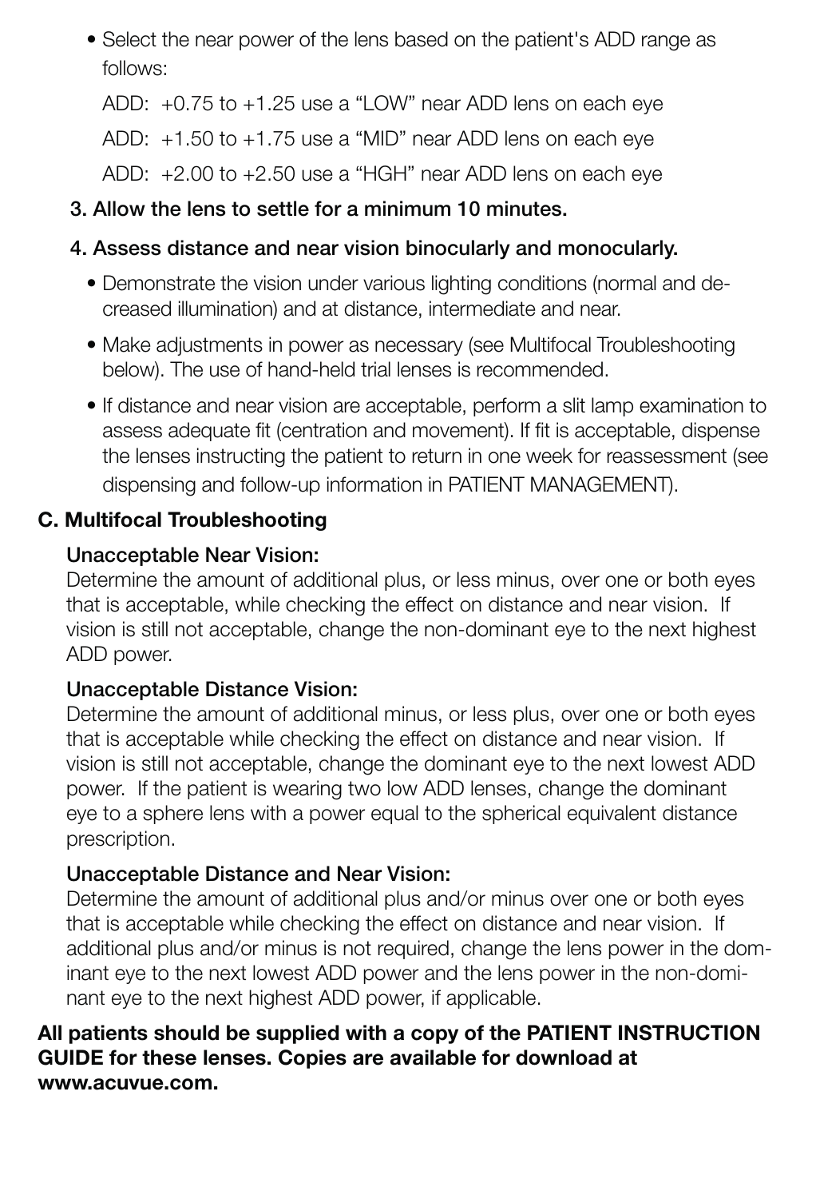- Select the near power of the lens based on the patient's ADD range as follows:

  ADD: +0.75 to +1.25 use a "LOW" near ADD lens on each eye

  ADD: +1.50 to +1.75 use a "MID" near ADD lens on each eye

  ADD: +2.00 to +2.50 use a "HGH" near ADD lens on each eye

**3. Allow the lens to settle for a minimum 10 minutes.**

**4. Assess distance and near vision binocularly and monocularly.**

- Demonstrate the vision under various lighting conditions (normal and decreased illumination) and at distance, intermediate and near.
- Make adjustments in power as necessary (see Multifocal Troubleshooting below). The use of hand-held trial lenses is recommended.
- If distance and near vision are acceptable, perform a slit lamp examination to assess adequate fit (centration and movement). If fit is acceptable, dispense the lenses instructing the patient to return in one week for reassessment (see dispensing and follow-up information in PATIENT MANAGEMENT).

## C. Multifocal Troubleshooting

**Unacceptable Near Vision:**
Determine the amount of additional plus, or less minus, over one or both eyes that is acceptable, while checking the effect on distance and near vision. If vision is still not acceptable, change the non-dominant eye to the next highest ADD power.

**Unacceptable Distance Vision:**
Determine the amount of additional minus, or less plus, over one or both eyes that is acceptable while checking the effect on distance and near vision. If vision is still not acceptable, change the dominant eye to the next lowest ADD power. If the patient is wearing two low ADD lenses, change the dominant eye to a sphere lens with a power equal to the spherical equivalent distance prescription.

**Unacceptable Distance and Near Vision:**
Determine the amount of additional plus and/or minus over one or both eyes that is acceptable while checking the effect on distance and near vision. If additional plus and/or minus is not required, change the lens power in the dominant eye to the next lowest ADD power and the lens power in the non-dominant eye to the next highest ADD power, if applicable.

**All patients should be supplied with a copy of the PATIENT INSTRUCTION GUIDE for these lenses. Copies are available for download at www.acuvue.com.**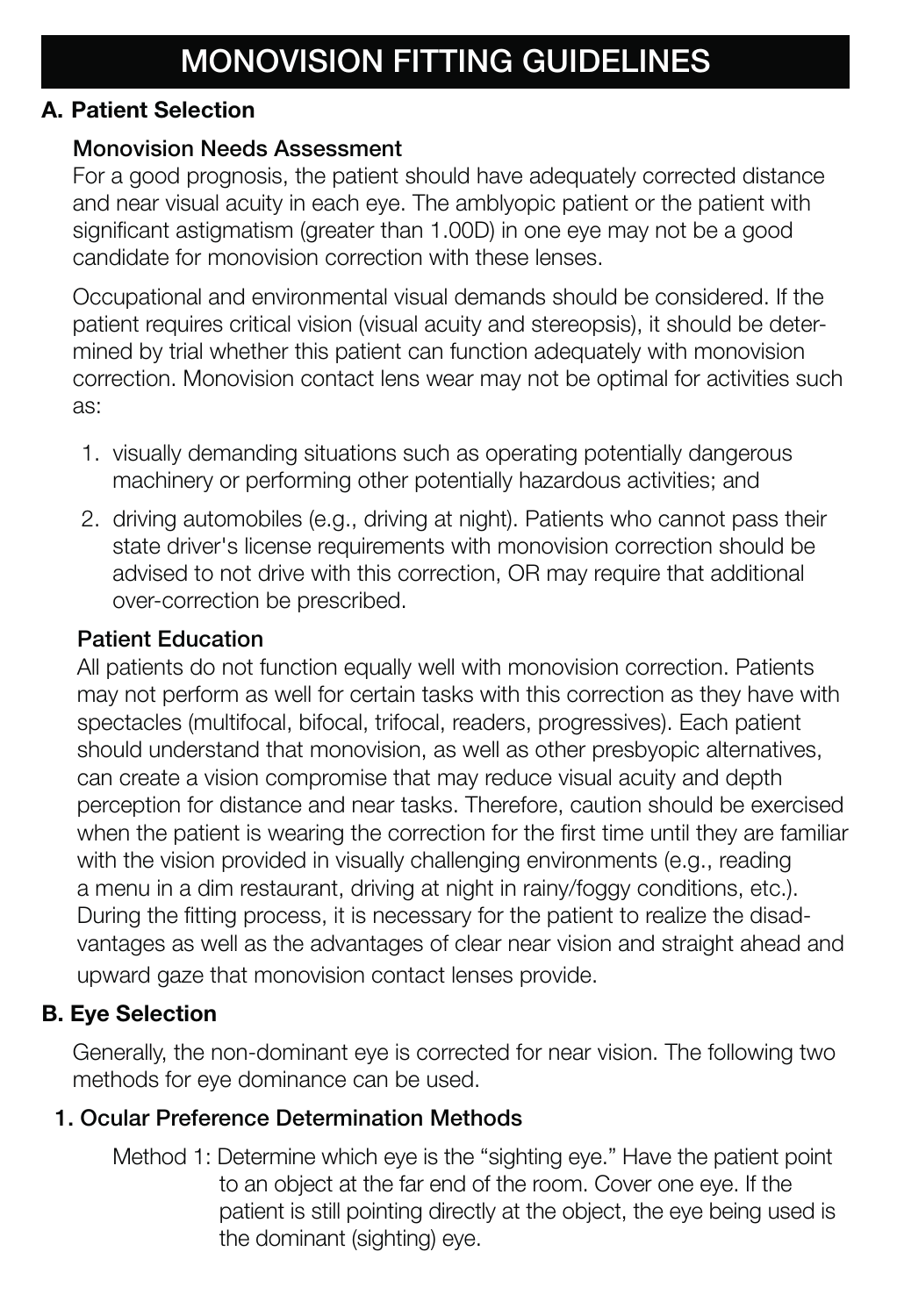# MONOVISION FITTING GUIDELINES

## A. Patient Selection

### Monovision Needs Assessment

For a good prognosis, the patient should have adequately corrected distance and near visual acuity in each eye. The amblyopic patient or the patient with significant astigmatism (greater than 1.00D) in one eye may not be a good candidate for monovision correction with these lenses.

Occupational and environmental visual demands should be considered. If the patient requires critical vision (visual acuity and stereopsis), it should be determined by trial whether this patient can function adequately with monovision correction. Monovision contact lens wear may not be optimal for activities such as:

1. visually demanding situations such as operating potentially dangerous machinery or performing other potentially hazardous activities; and
2. driving automobiles (e.g., driving at night). Patients who cannot pass their state driver's license requirements with monovision correction should be advised to not drive with this correction, OR may require that additional over-correction be prescribed.

### Patient Education

All patients do not function equally well with monovision correction. Patients may not perform as well for certain tasks with this correction as they have with spectacles (multifocal, bifocal, trifocal, readers, progressives). Each patient should understand that monovision, as well as other presbyopic alternatives, can create a vision compromise that may reduce visual acuity and depth perception for distance and near tasks. Therefore, caution should be exercised when the patient is wearing the correction for the first time until they are familiar with the vision provided in visually challenging environments (e.g., reading a menu in a dim restaurant, driving at night in rainy/foggy conditions, etc.). During the fitting process, it is necessary for the patient to realize the disadvantages as well as the advantages of clear near vision and straight ahead and upward gaze that monovision contact lenses provide.

## B. Eye Selection

Generally, the non-dominant eye is corrected for near vision. The following two methods for eye dominance can be used.

### 1. Ocular Preference Determination Methods

Method 1: Determine which eye is the "sighting eye." Have the patient point to an object at the far end of the room. Cover one eye. If the patient is still pointing directly at the object, the eye being used is the dominant (sighting) eye.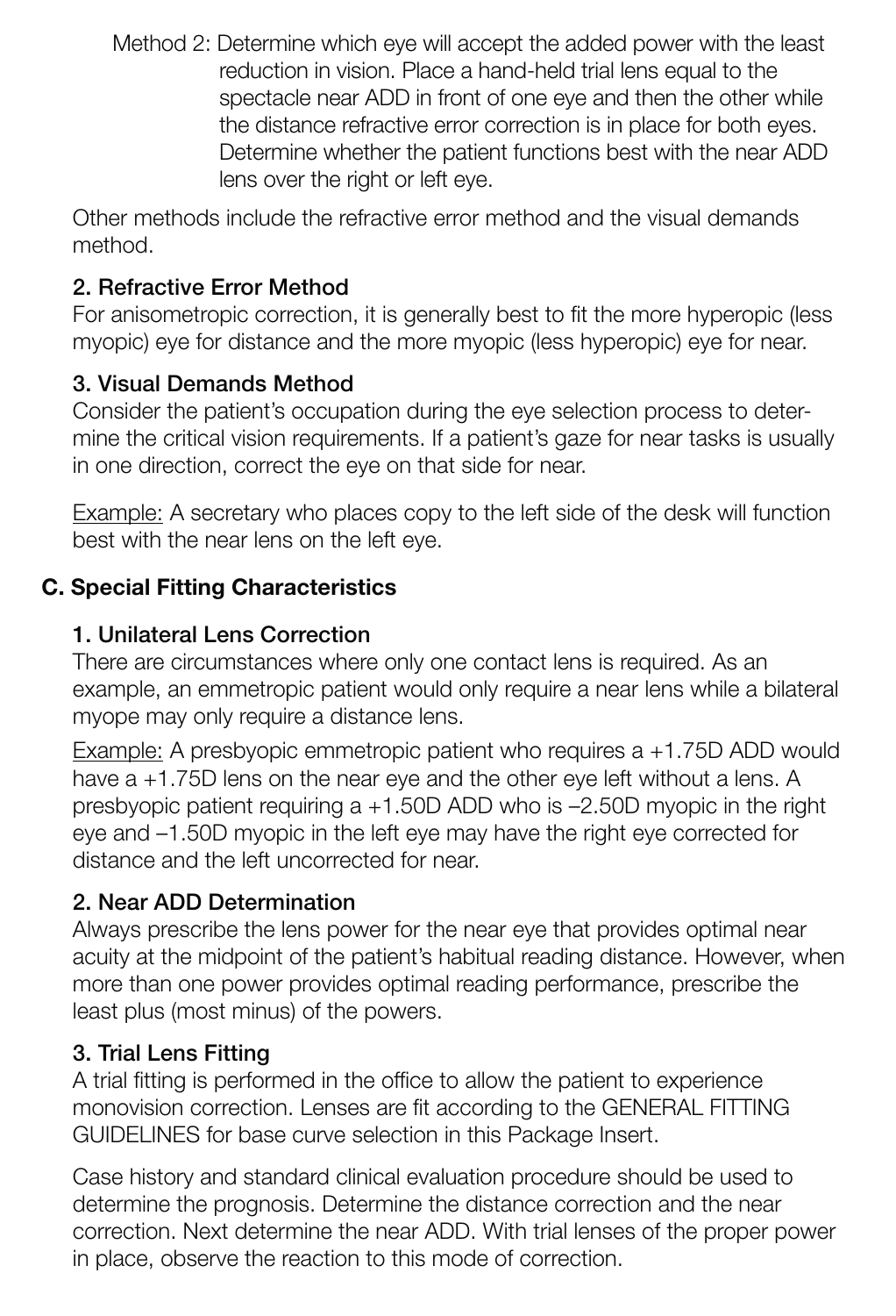Method 2: Determine which eye will accept the added power with the least reduction in vision. Place a hand-held trial lens equal to the spectacle near ADD in front of one eye and then the other while the distance refractive error correction is in place for both eyes. Determine whether the patient functions best with the near ADD lens over the right or left eye.

Other methods include the refractive error method and the visual demands method.

**2. Refractive Error Method**

For anisometropic correction, it is generally best to fit the more hyperopic (less myopic) eye for distance and the more myopic (less hyperopic) eye for near.

**3. Visual Demands Method**

Consider the patient's occupation during the eye selection process to determine the critical vision requirements. If a patient's gaze for near tasks is usually in one direction, correct the eye on that side for near.

Example: A secretary who places copy to the left side of the desk will function best with the near lens on the left eye.

## C. Special Fitting Characteristics

**1. Unilateral Lens Correction**

There are circumstances where only one contact lens is required. As an example, an emmetropic patient would only require a near lens while a bilateral myope may only require a distance lens.

Example: A presbyopic emmetropic patient who requires a +1.75D ADD would have a +1.75D lens on the near eye and the other eye left without a lens. A presbyopic patient requiring a +1.50D ADD who is –2.50D myopic in the right eye and –1.50D myopic in the left eye may have the right eye corrected for distance and the left uncorrected for near.

**2. Near ADD Determination**

Always prescribe the lens power for the near eye that provides optimal near acuity at the midpoint of the patient's habitual reading distance. However, when more than one power provides optimal reading performance, prescribe the least plus (most minus) of the powers.

**3. Trial Lens Fitting**

A trial fitting is performed in the office to allow the patient to experience monovision correction. Lenses are fit according to the GENERAL FITTING GUIDELINES for base curve selection in this Package Insert.

Case history and standard clinical evaluation procedure should be used to determine the prognosis. Determine the distance correction and the near correction. Next determine the near ADD. With trial lenses of the proper power in place, observe the reaction to this mode of correction.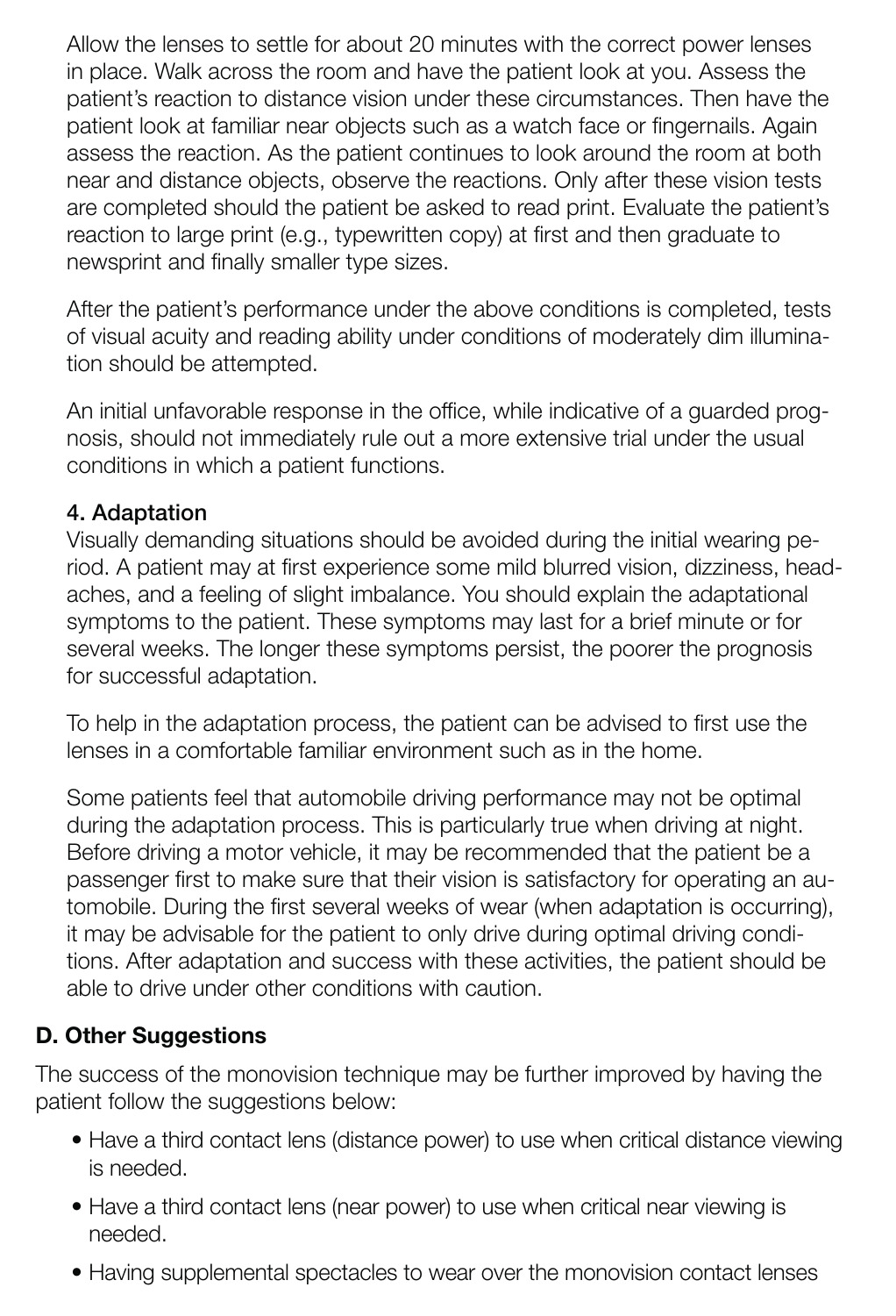Allow the lenses to settle for about 20 minutes with the correct power lenses in place. Walk across the room and have the patient look at you. Assess the patient's reaction to distance vision under these circumstances. Then have the patient look at familiar near objects such as a watch face or fingernails. Again assess the reaction. As the patient continues to look around the room at both near and distance objects, observe the reactions. Only after these vision tests are completed should the patient be asked to read print. Evaluate the patient's reaction to large print (e.g., typewritten copy) at first and then graduate to newsprint and finally smaller type sizes.

After the patient's performance under the above conditions is completed, tests of visual acuity and reading ability under conditions of moderately dim illumination should be attempted.

An initial unfavorable response in the office, while indicative of a guarded prognosis, should not immediately rule out a more extensive trial under the usual conditions in which a patient functions.

**4. Adaptation**

Visually demanding situations should be avoided during the initial wearing period. A patient may at first experience some mild blurred vision, dizziness, headaches, and a feeling of slight imbalance. You should explain the adaptational symptoms to the patient. These symptoms may last for a brief minute or for several weeks. The longer these symptoms persist, the poorer the prognosis for successful adaptation.

To help in the adaptation process, the patient can be advised to first use the lenses in a comfortable familiar environment such as in the home.

Some patients feel that automobile driving performance may not be optimal during the adaptation process. This is particularly true when driving at night. Before driving a motor vehicle, it may be recommended that the patient be a passenger first to make sure that their vision is satisfactory for operating an automobile. During the first several weeks of wear (when adaptation is occurring), it may be advisable for the patient to only drive during optimal driving conditions. After adaptation and success with these activities, the patient should be able to drive under other conditions with caution.

## D. Other Suggestions

The success of the monovision technique may be further improved by having the patient follow the suggestions below:

- Have a third contact lens (distance power) to use when critical distance viewing is needed.
- Have a third contact lens (near power) to use when critical near viewing is needed.
- Having supplemental spectacles to wear over the monovision contact lenses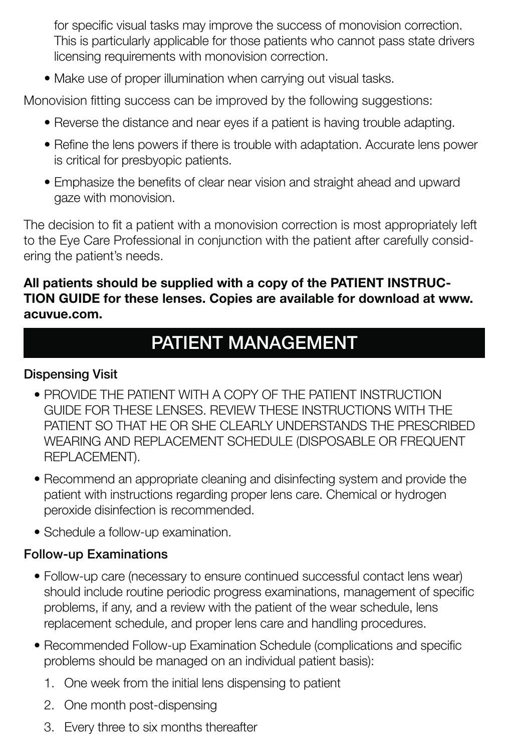for specific visual tasks may improve the success of monovision correction. This is particularly applicable for those patients who cannot pass state drivers licensing requirements with monovision correction.

- Make use of proper illumination when carrying out visual tasks.

Monovision fitting success can be improved by the following suggestions:

- Reverse the distance and near eyes if a patient is having trouble adapting.
- Refine the lens powers if there is trouble with adaptation. Accurate lens power is critical for presbyopic patients.
- Emphasize the benefits of clear near vision and straight ahead and upward gaze with monovision.

The decision to fit a patient with a monovision correction is most appropriately left to the Eye Care Professional in conjunction with the patient after carefully considering the patient's needs.

**All patients should be supplied with a copy of the PATIENT INSTRUCTION GUIDE for these lenses. Copies are available for download at www.acuvue.com.**

## PATIENT MANAGEMENT

### Dispensing Visit

- PROVIDE THE PATIENT WITH A COPY OF THE PATIENT INSTRUCTION GUIDE FOR THESE LENSES. REVIEW THESE INSTRUCTIONS WITH THE PATIENT SO THAT HE OR SHE CLEARLY UNDERSTANDS THE PRESCRIBED WEARING AND REPLACEMENT SCHEDULE (DISPOSABLE OR FREQUENT REPLACEMENT).
- Recommend an appropriate cleaning and disinfecting system and provide the patient with instructions regarding proper lens care. Chemical or hydrogen peroxide disinfection is recommended.
- Schedule a follow-up examination.

### Follow-up Examinations

- Follow-up care (necessary to ensure continued successful contact lens wear) should include routine periodic progress examinations, management of specific problems, if any, and a review with the patient of the wear schedule, lens replacement schedule, and proper lens care and handling procedures.
- Recommended Follow-up Examination Schedule (complications and specific problems should be managed on an individual patient basis):
  1. One week from the initial lens dispensing to patient
  2. One month post-dispensing
  3. Every three to six months thereafter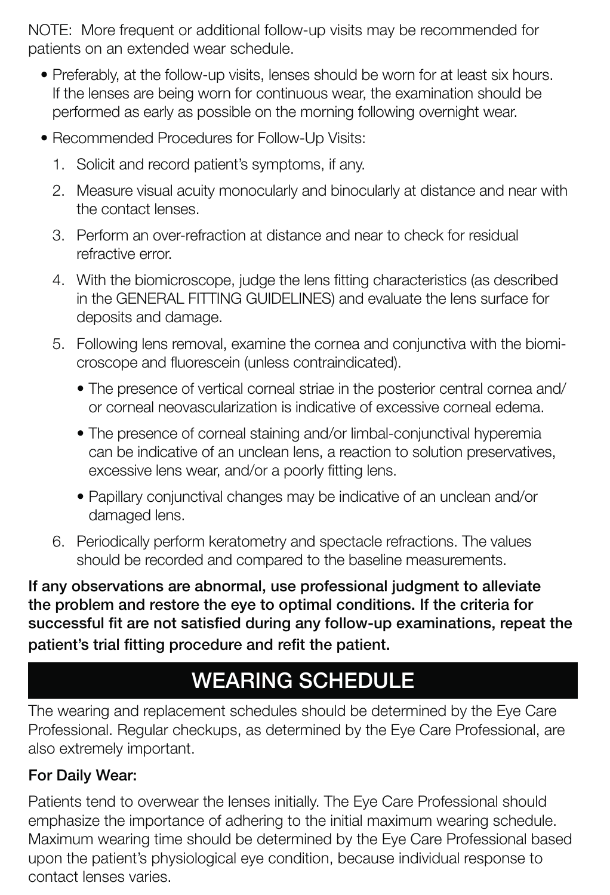NOTE: More frequent or additional follow-up visits may be recommended for patients on an extended wear schedule.

- Preferably, at the follow-up visits, lenses should be worn for at least six hours. If the lenses are being worn for continuous wear, the examination should be performed as early as possible on the morning following overnight wear.
- Recommended Procedures for Follow-Up Visits:
  1. Solicit and record patient's symptoms, if any.
  2. Measure visual acuity monocularly and binocularly at distance and near with the contact lenses.
  3. Perform an over-refraction at distance and near to check for residual refractive error.
  4. With the biomicroscope, judge the lens fitting characteristics (as described in the GENERAL FITTING GUIDELINES) and evaluate the lens surface for deposits and damage.
  5. Following lens removal, examine the cornea and conjunctiva with the biomicroscope and fluorescein (unless contraindicated).
     - The presence of vertical corneal striae in the posterior central cornea and/or corneal neovascularization is indicative of excessive corneal edema.
     - The presence of corneal staining and/or limbal-conjunctival hyperemia can be indicative of an unclean lens, a reaction to solution preservatives, excessive lens wear, and/or a poorly fitting lens.
     - Papillary conjunctival changes may be indicative of an unclean and/or damaged lens.
  6. Periodically perform keratometry and spectacle refractions. The values should be recorded and compared to the baseline measurements.

**If any observations are abnormal, use professional judgment to alleviate the problem and restore the eye to optimal conditions. If the criteria for successful fit are not satisfied during any follow-up examinations, repeat the patient's trial fitting procedure and refit the patient.**

## WEARING SCHEDULE

The wearing and replacement schedules should be determined by the Eye Care Professional. Regular checkups, as determined by the Eye Care Professional, are also extremely important.

**For Daily Wear:**

Patients tend to overwear the lenses initially. The Eye Care Professional should emphasize the importance of adhering to the initial maximum wearing schedule. Maximum wearing time should be determined by the Eye Care Professional based upon the patient's physiological eye condition, because individual response to contact lenses varies.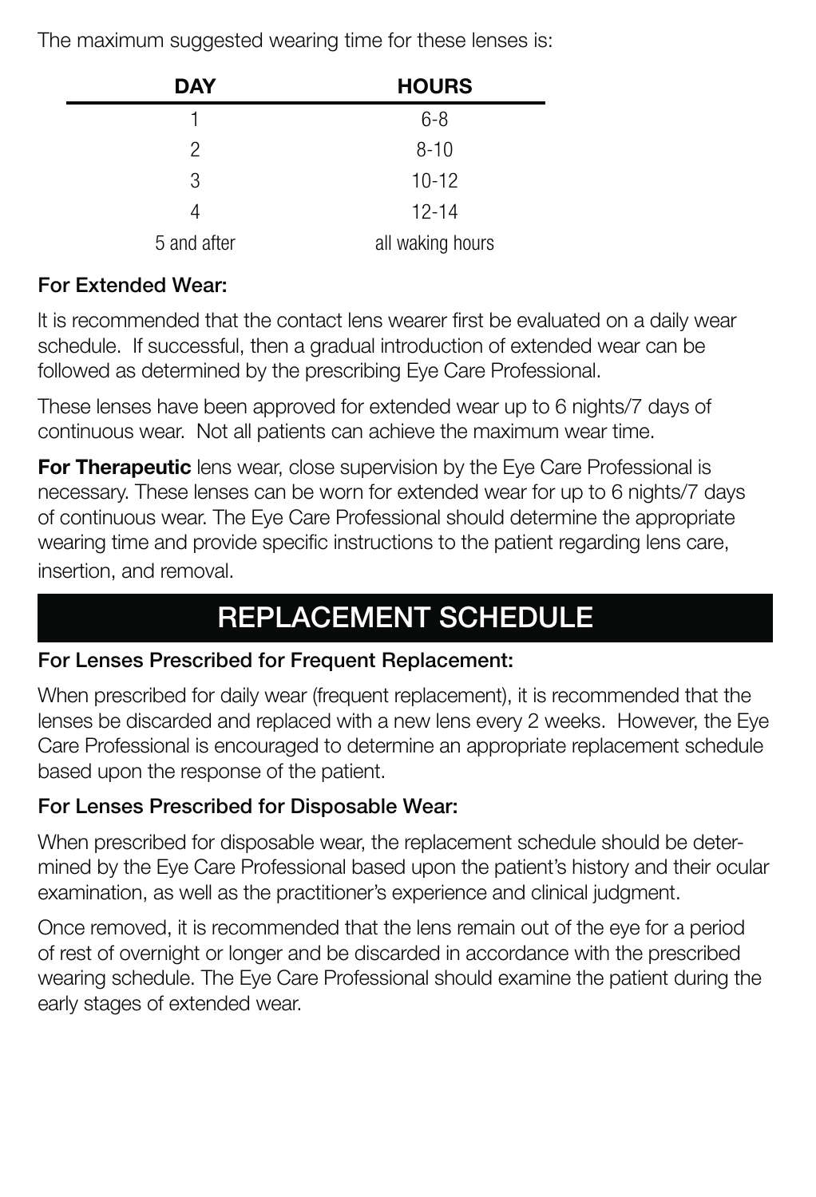The maximum suggested wearing time for these lenses is:

| DAY | HOURS |
|---|---|
| 1 | 6-8 |
| 2 | 8-10 |
| 3 | 10-12 |
| 4 | 12-14 |
| 5 and after | all waking hours |

**For Extended Wear:**

It is recommended that the contact lens wearer first be evaluated on a daily wear schedule. If successful, then a gradual introduction of extended wear can be followed as determined by the prescribing Eye Care Professional.

These lenses have been approved for extended wear up to 6 nights/7 days of continuous wear. Not all patients can achieve the maximum wear time.

**For Therapeutic** lens wear, close supervision by the Eye Care Professional is necessary. These lenses can be worn for extended wear for up to 6 nights/7 days of continuous wear. The Eye Care Professional should determine the appropriate wearing time and provide specific instructions to the patient regarding lens care, insertion, and removal.

## REPLACEMENT SCHEDULE

**For Lenses Prescribed for Frequent Replacement:**

When prescribed for daily wear (frequent replacement), it is recommended that the lenses be discarded and replaced with a new lens every 2 weeks. However, the Eye Care Professional is encouraged to determine an appropriate replacement schedule based upon the response of the patient.

**For Lenses Prescribed for Disposable Wear:**

When prescribed for disposable wear, the replacement schedule should be determined by the Eye Care Professional based upon the patient's history and their ocular examination, as well as the practitioner's experience and clinical judgment.

Once removed, it is recommended that the lens remain out of the eye for a period of rest of overnight or longer and be discarded in accordance with the prescribed wearing schedule. The Eye Care Professional should examine the patient during the early stages of extended wear.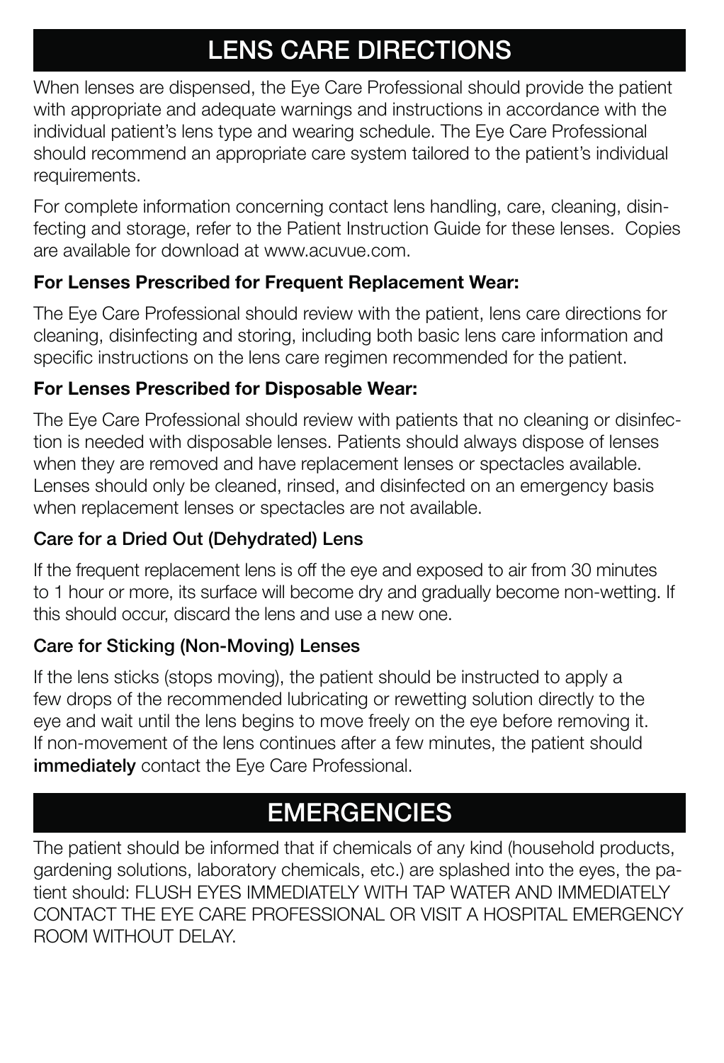# LENS CARE DIRECTIONS

When lenses are dispensed, the Eye Care Professional should provide the patient with appropriate and adequate warnings and instructions in accordance with the individual patient's lens type and wearing schedule. The Eye Care Professional should recommend an appropriate care system tailored to the patient's individual requirements.

For complete information concerning contact lens handling, care, cleaning, disinfecting and storage, refer to the Patient Instruction Guide for these lenses. Copies are available for download at www.acuvue.com.

**For Lenses Prescribed for Frequent Replacement Wear:**

The Eye Care Professional should review with the patient, lens care directions for cleaning, disinfecting and storing, including both basic lens care information and specific instructions on the lens care regimen recommended for the patient.

**For Lenses Prescribed for Disposable Wear:**

The Eye Care Professional should review with patients that no cleaning or disinfection is needed with disposable lenses. Patients should always dispose of lenses when they are removed and have replacement lenses or spectacles available. Lenses should only be cleaned, rinsed, and disinfected on an emergency basis when replacement lenses or spectacles are not available.

**Care for a Dried Out (Dehydrated) Lens**

If the frequent replacement lens is off the eye and exposed to air from 30 minutes to 1 hour or more, its surface will become dry and gradually become non-wetting. If this should occur, discard the lens and use a new one.

**Care for Sticking (Non-Moving) Lenses**

If the lens sticks (stops moving), the patient should be instructed to apply a few drops of the recommended lubricating or rewetting solution directly to the eye and wait until the lens begins to move freely on the eye before removing it. If non-movement of the lens continues after a few minutes, the patient should **immediately** contact the Eye Care Professional.

# EMERGENCIES

The patient should be informed that if chemicals of any kind (household products, gardening solutions, laboratory chemicals, etc.) are splashed into the eyes, the patient should: FLUSH EYES IMMEDIATELY WITH TAP WATER AND IMMEDIATELY CONTACT THE EYE CARE PROFESSIONAL OR VISIT A HOSPITAL EMERGENCY ROOM WITHOUT DELAY.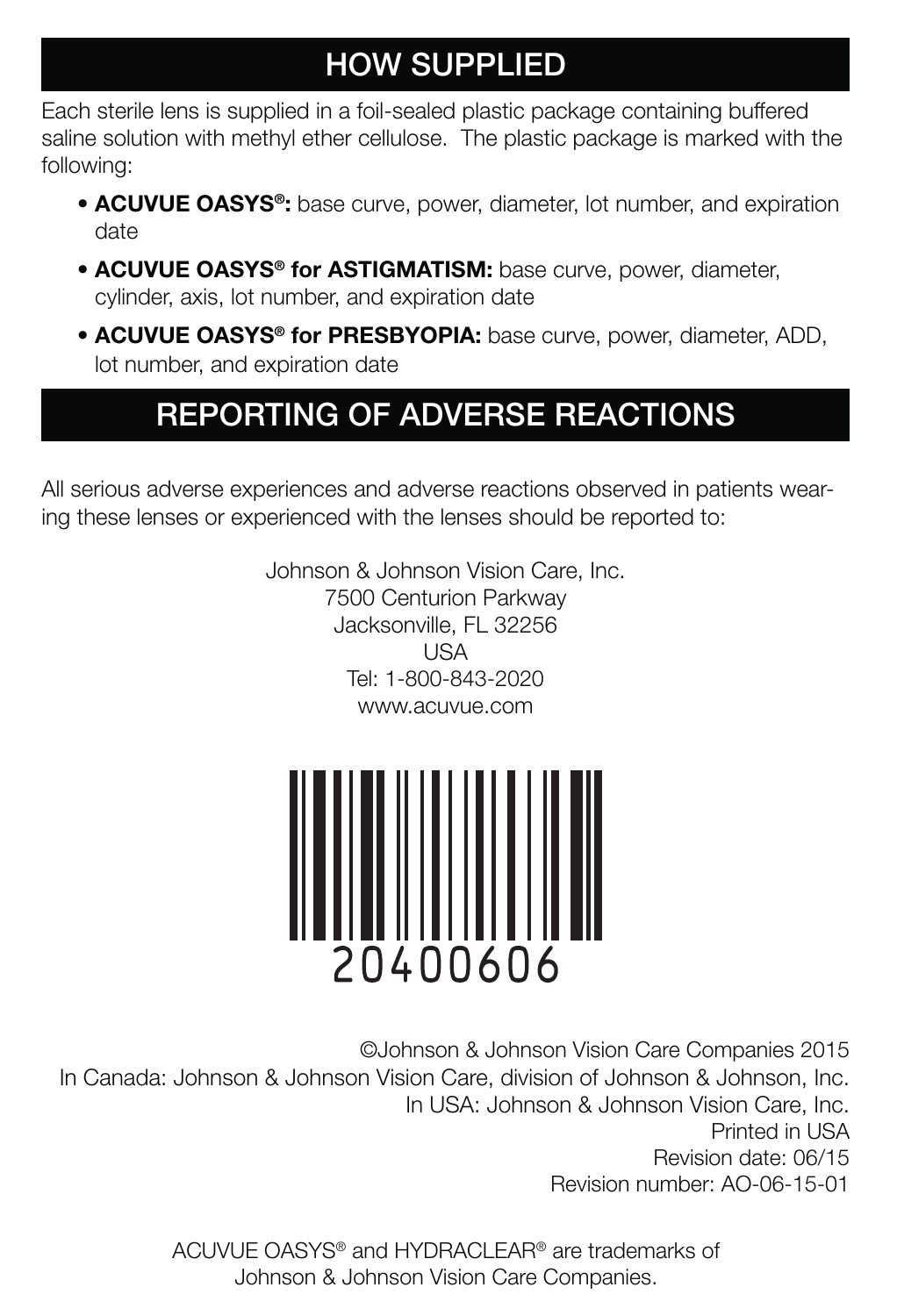## HOW SUPPLIED

Each sterile lens is supplied in a foil-sealed plastic package containing buffered saline solution with methyl ether cellulose. The plastic package is marked with the following:

- **ACUVUE OASYS®:** base curve, power, diameter, lot number, and expiration date
- **ACUVUE OASYS® for ASTIGMATISM:** base curve, power, diameter, cylinder, axis, lot number, and expiration date
- **ACUVUE OASYS® for PRESBYOPIA:** base curve, power, diameter, ADD, lot number, and expiration date

## REPORTING OF ADVERSE REACTIONS

All serious adverse experiences and adverse reactions observed in patients wearing these lenses or experienced with the lenses should be reported to:

Johnson & Johnson Vision Care, Inc.
7500 Centurion Parkway
Jacksonville, FL 32256
USA
Tel: 1-800-843-2020
www.acuvue.com

20400606

©Johnson & Johnson Vision Care Companies 2015
In Canada: Johnson & Johnson Vision Care, division of Johnson & Johnson, Inc.
In USA: Johnson & Johnson Vision Care, Inc.
Printed in USA
Revision date: 06/15
Revision number: AO-06-15-01

ACUVUE OASYS® and HYDRACLEAR® are trademarks of Johnson & Johnson Vision Care Companies.